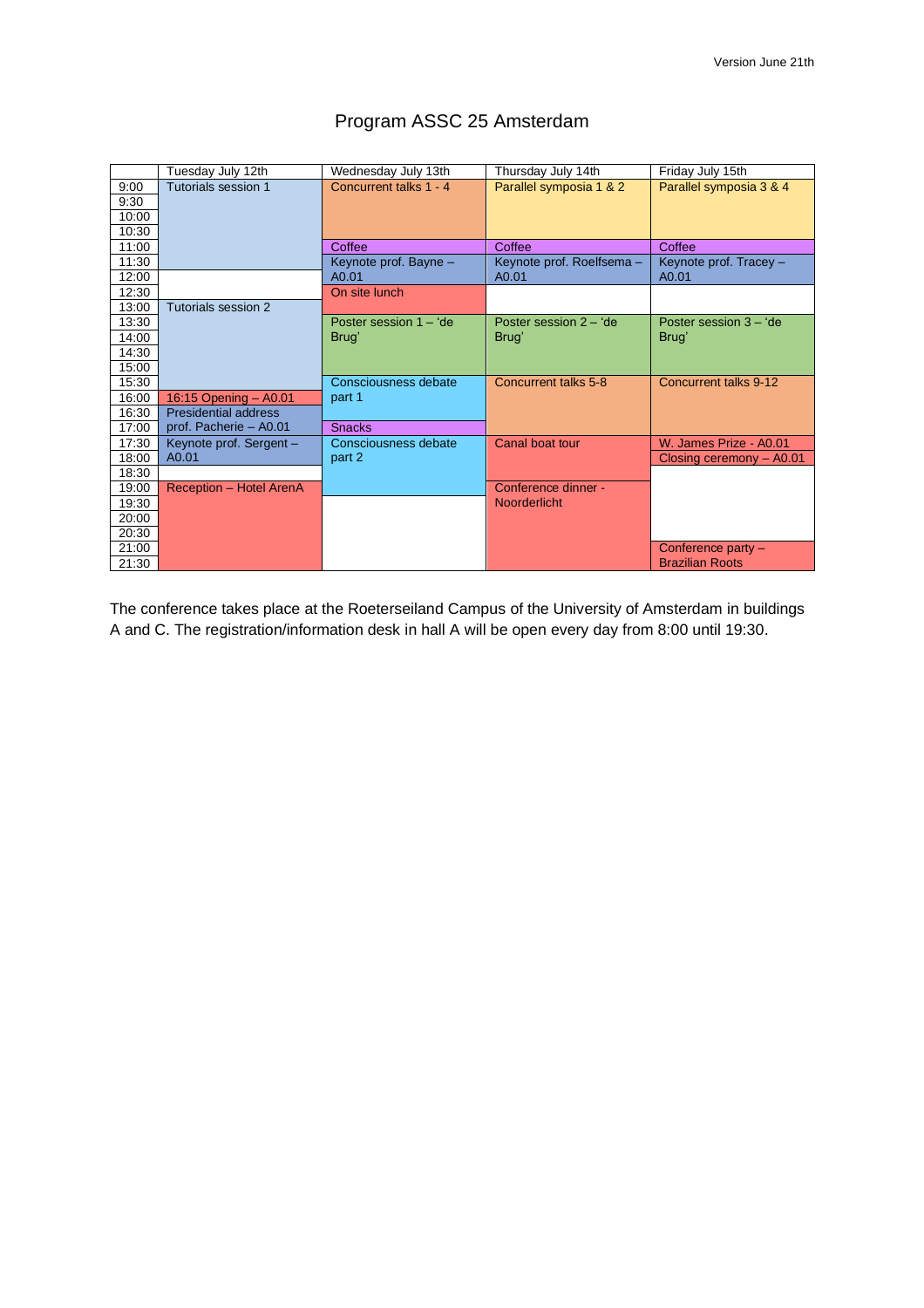Version June 21th

# Program ASSC 25 Amsterdam

| | Tuesday July 12th | Wednesday July 13th | Thursday July 14th | Friday July 15th |
|---|---|---|---|---|
| 9:00 | Tutorials session 1 | Concurrent talks 1 - 4 | Parallel symposia 1 & 2 | Parallel symposia 3 & 4 |
| 9:30 | | | | |
| 10:00 | | | | |
| 10:30 | | | | |
| 11:00 | | Coffee | Coffee | Coffee |
| 11:30 | | Keynote prof. Bayne – A0.01 | Keynote prof. Roelfsema – A0.01 | Keynote prof. Tracey – A0.01 |
| 12:00 | | | | |
| 12:30 | | On site lunch | | |
| 13:00 | Tutorials session 2 | | | |
| 13:30 | | Poster session 1 – 'de Brug' | Poster session 2 – 'de Brug' | Poster session 3 – 'de Brug' |
| 14:00 | | | | |
| 14:30 | | | | |
| 15:00 | | | | |
| 15:30 | | Consciousness debate part 1 | Concurrent talks 5-8 | Concurrent talks 9-12 |
| 16:00 | 16:15 Opening – A0.01 | | | |
| 16:30 | Presidential address prof. Pacherie – A0.01 | | | |
| 17:00 | | Snacks | | |
| 17:30 | Keynote prof. Sergent – A0.01 | Consciousness debate part 2 | Canal boat tour | W. James Prize - A0.01 |
| 18:00 | | | | Closing ceremony – A0.01 |
| 18:30 | | | | |
| 19:00 | Reception – Hotel ArenA | | Conference dinner - Noorderlicht | |
| 19:30 | | | | |
| 20:00 | | | | |
| 20:30 | | | | |
| 21:00 | | | | Conference party – Brazilian Roots |
| 21:30 | | | | |

The conference takes place at the Roeterseiland Campus of the University of Amsterdam in buildings A and C. The registration/information desk in hall A will be open every day from 8:00 until 19:30.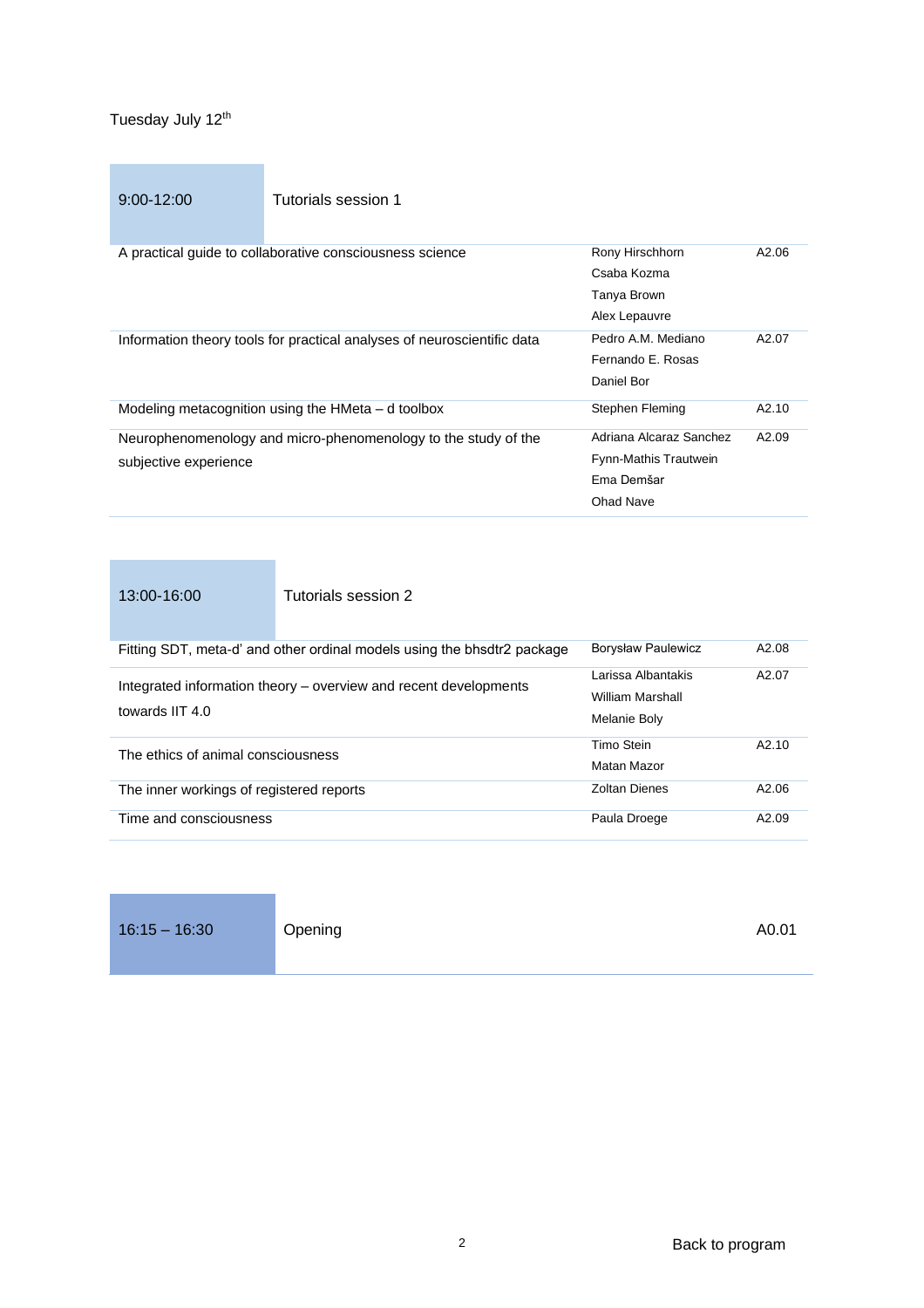Tuesday July 12th

| 9:00-12:00 | Tutorials session 1 | |
|---|---|---|
| A practical guide to collaborative consciousness science | Rony Hirschhorn<br>Csaba Kozma<br>Tanya Brown<br>Alex Lepauvre | A2.06 |
| Information theory tools for practical analyses of neuroscientific data | Pedro A.M. Mediano<br>Fernando E. Rosas<br>Daniel Bor | A2.07 |
| Modeling metacognition using the HMeta – d toolbox | Stephen Fleming | A2.10 |
| Neurophenomenology and micro-phenomenology to the study of the subjective experience | Adriana Alcaraz Sanchez<br>Fynn-Mathis Trautwein<br>Ema Demšar<br>Ohad Nave | A2.09 |

| 13:00-16:00 | Tutorials session 2 | |
|---|---|---|
| Fitting SDT, meta-d' and other ordinal models using the bhsdtr2 package | Borysław Paulewicz | A2.08 |
| Integrated information theory – overview and recent developments towards IIT 4.0 | Larissa Albantakis<br>William Marshall<br>Melanie Boly | A2.07 |
| The ethics of animal consciousness | Timo Stein<br>Matan Mazor | A2.10 |
| The inner workings of registered reports | Zoltan Dienes | A2.06 |
| Time and consciousness | Paula Droege | A2.09 |

| 16:15 – 16:30 | Opening | A0.01 |
|---|---|---|

Back to program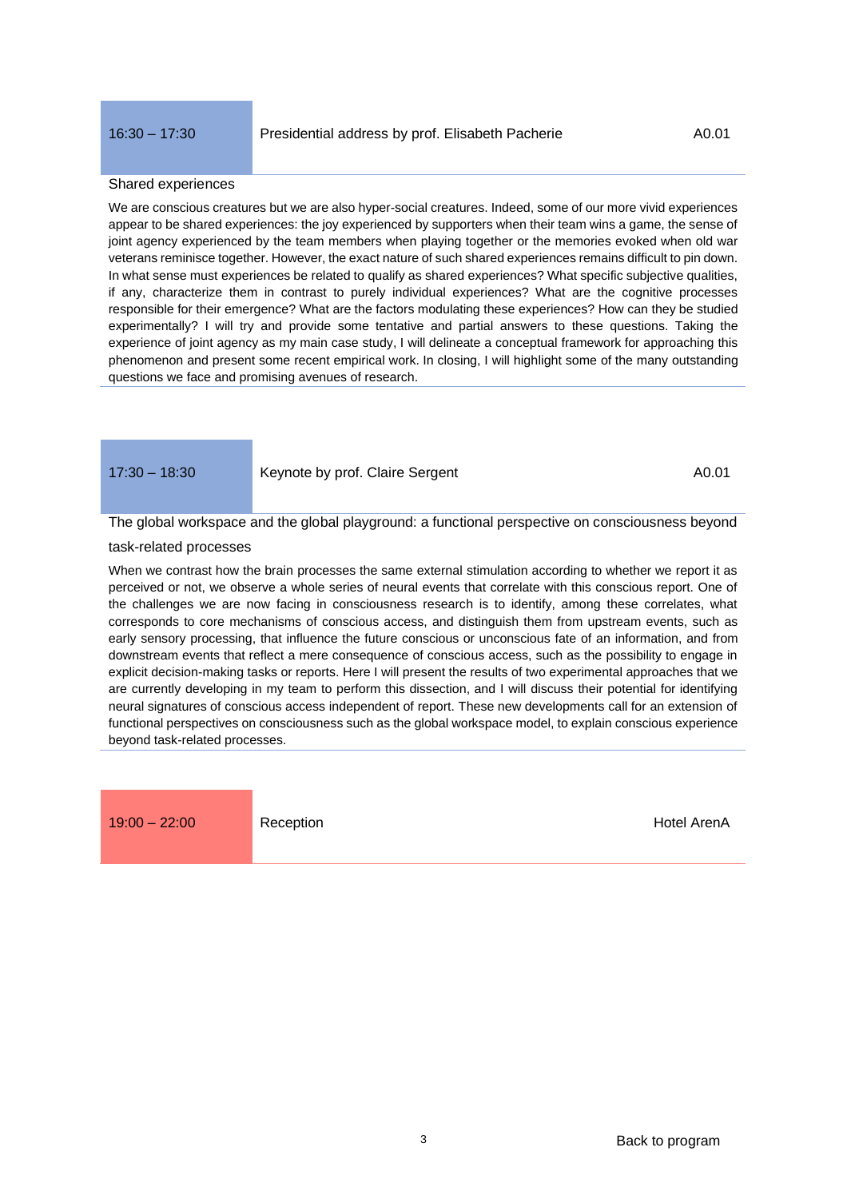| 16:30 – 17:30 | Presidential address by prof. Elisabeth Pacherie | A0.01 |
|---|---|---|

Shared experiences

We are conscious creatures but we are also hyper-social creatures. Indeed, some of our more vivid experiences appear to be shared experiences: the joy experienced by supporters when their team wins a game, the sense of joint agency experienced by the team members when playing together or the memories evoked when old war veterans reminisce together. However, the exact nature of such shared experiences remains difficult to pin down. In what sense must experiences be related to qualify as shared experiences? What specific subjective qualities, if any, characterize them in contrast to purely individual experiences? What are the cognitive processes responsible for their emergence? What are the factors modulating these experiences? How can they be studied experimentally? I will try and provide some tentative and partial answers to these questions. Taking the experience of joint agency as my main case study, I will delineate a conceptual framework for approaching this phenomenon and present some recent empirical work. In closing, I will highlight some of the many outstanding questions we face and promising avenues of research.

| 17:30 – 18:30 | Keynote by prof. Claire Sergent | A0.01 |
|---|---|---|

The global workspace and the global playground: a functional perspective on consciousness beyond task-related processes

When we contrast how the brain processes the same external stimulation according to whether we report it as perceived or not, we observe a whole series of neural events that correlate with this conscious report. One of the challenges we are now facing in consciousness research is to identify, among these correlates, what corresponds to core mechanisms of conscious access, and distinguish them from upstream events, such as early sensory processing, that influence the future conscious or unconscious fate of an information, and from downstream events that reflect a mere consequence of conscious access, such as the possibility to engage in explicit decision-making tasks or reports. Here I will present the results of two experimental approaches that we are currently developing in my team to perform this dissection, and I will discuss their potential for identifying neural signatures of conscious access independent of report. These new developments call for an extension of functional perspectives on consciousness such as the global workspace model, to explain conscious experience beyond task-related processes.

| 19:00 – 22:00 | Reception | Hotel ArenA |
|---|---|---|

Back to program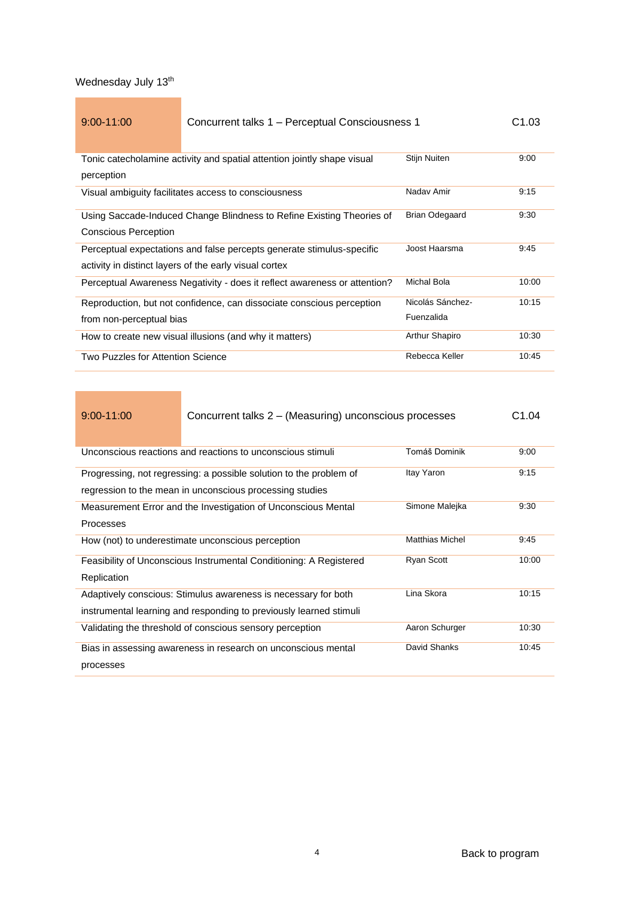Wednesday July 13th

| 9:00-11:00 | Concurrent talks 1 – Perceptual Consciousness 1 | C1.03 |
|---|---|---|
| Tonic catecholamine activity and spatial attention jointly shape visual perception | Stijn Nuiten | 9:00 |
| Visual ambiguity facilitates access to consciousness | Nadav Amir | 9:15 |
| Using Saccade-Induced Change Blindness to Refine Existing Theories of Conscious Perception | Brian Odegaard | 9:30 |
| Perceptual expectations and false percepts generate stimulus-specific activity in distinct layers of the early visual cortex | Joost Haarsma | 9:45 |
| Perceptual Awareness Negativity - does it reflect awareness or attention? | Michal Bola | 10:00 |
| Reproduction, but not confidence, can dissociate conscious perception from non-perceptual bias | Nicolás Sánchez-Fuenzalida | 10:15 |
| How to create new visual illusions (and why it matters) | Arthur Shapiro | 10:30 |
| Two Puzzles for Attention Science | Rebecca Keller | 10:45 |

| 9:00-11:00 | Concurrent talks 2 – (Measuring) unconscious processes | C1.04 |
|---|---|---|
| Unconscious reactions and reactions to unconscious stimuli | Tomáš Dominik | 9:00 |
| Progressing, not regressing: a possible solution to the problem of regression to the mean in unconscious processing studies | Itay Yaron | 9:15 |
| Measurement Error and the Investigation of Unconscious Mental Processes | Simone Malejka | 9:30 |
| How (not) to underestimate unconscious perception | Matthias Michel | 9:45 |
| Feasibility of Unconscious Instrumental Conditioning: A Registered Replication | Ryan Scott | 10:00 |
| Adaptively conscious: Stimulus awareness is necessary for both instrumental learning and responding to previously learned stimuli | Lina Skora | 10:15 |
| Validating the threshold of conscious sensory perception | Aaron Schurger | 10:30 |
| Bias in assessing awareness in research on unconscious mental processes | David Shanks | 10:45 |

Back to program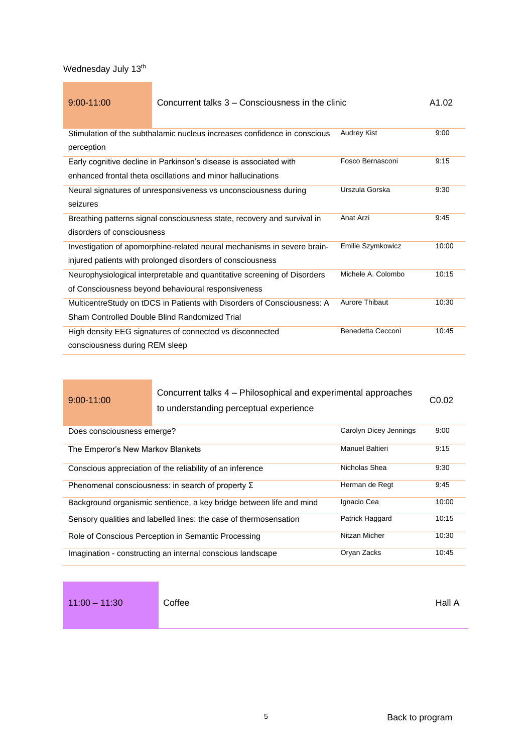Wednesday July 13th

| 9:00-11:00 | Concurrent talks 3 – Consciousness in the clinic | | A1.02 |
|---|---|---|---|
| Stimulation of the subthalamic nucleus increases confidence in conscious perception | Audrey Kist | | 9:00 |
| Early cognitive decline in Parkinson's disease is associated with enhanced frontal theta oscillations and minor hallucinations | Fosco Bernasconi | | 9:15 |
| Neural signatures of unresponsiveness vs unconsciousness during seizures | Urszula Gorska | | 9:30 |
| Breathing patterns signal consciousness state, recovery and survival in disorders of consciousness | Anat Arzi | | 9:45 |
| Investigation of apomorphine-related neural mechanisms in severe brain-injured patients with prolonged disorders of consciousness | Emilie Szymkowicz | | 10:00 |
| Neurophysiological interpretable and quantitative screening of Disorders of Consciousness beyond behavioural responsiveness | Michele A. Colombo | | 10:15 |
| MulticentreStudy on tDCS in Patients with Disorders of Consciousness: A Sham Controlled Double Blind Randomized Trial | Aurore Thibaut | | 10:30 |
| High density EEG signatures of connected vs disconnected consciousness during REM sleep | Benedetta Cecconi | | 10:45 |

| 9:00-11:00 | Concurrent talks 4 – Philosophical and experimental approaches to understanding perceptual experience | | C0.02 |
|---|---|---|---|
| Does consciousness emerge? | Carolyn Dicey Jennings | | 9:00 |
| The Emperor's New Markov Blankets | Manuel Baltieri | | 9:15 |
| Conscious appreciation of the reliability of an inference | Nicholas Shea | | 9:30 |
| Phenomenal consciousness: in search of property Σ | Herman de Regt | | 9:45 |
| Background organismic sentience, a key bridge between life and mind | Ignacio Cea | | 10:00 |
| Sensory qualities and labelled lines: the case of thermosensation | Patrick Haggard | | 10:15 |
| Role of Conscious Perception in Semantic Processing | Nitzan Micher | | 10:30 |
| Imagination - constructing an internal conscious landscape | Oryan Zacks | | 10:45 |

| 11:00 – 11:30 | Coffee | Hall A |
|---|---|---|

Back to program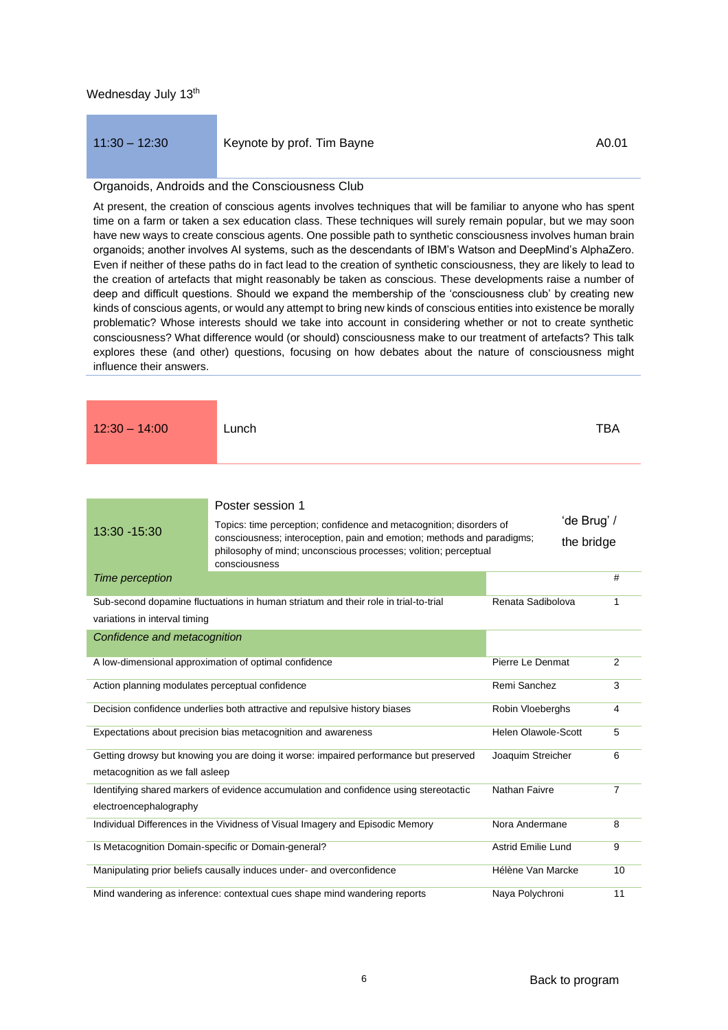Wednesday July 13th

| 11:30 – 12:30 | Keynote by prof. Tim Bayne | A0.01 |
|---|---|---|

### Organoids, Androids and the Consciousness Club

At present, the creation of conscious agents involves techniques that will be familiar to anyone who has spent time on a farm or taken a sex education class. These techniques will surely remain popular, but we may soon have new ways to create conscious agents. One possible path to synthetic consciousness involves human brain organoids; another involves AI systems, such as the descendants of IBM's Watson and DeepMind's AlphaZero. Even if neither of these paths do in fact lead to the creation of synthetic consciousness, they are likely to lead to the creation of artefacts that might reasonably be taken as conscious. These developments raise a number of deep and difficult questions. Should we expand the membership of the 'consciousness club' by creating new kinds of conscious agents, or would any attempt to bring new kinds of conscious entities into existence be morally problematic? Whose interests should we take into account in considering whether or not to create synthetic consciousness? What difference would (or should) consciousness make to our treatment of artefacts? This talk explores these (and other) questions, focusing on how debates about the nature of consciousness might influence their answers.

| 12:30 – 14:00 | Lunch | TBA |
|---|---|---|

| 13:30 -15:30 | Poster session 1<br>Topics: time perception; confidence and metacognition; disorders of consciousness; interoception, pain and emotion; methods and paradigms; philosophy of mind; unconscious processes; volition; perceptual consciousness | 'de Brug' / the bridge |
|---|---|---|

| *Time perception* | | # |
|---|---|---|
| Sub-second dopamine fluctuations in human striatum and their role in trial-to-trial variations in interval timing | Renata Sadibolova | 1 |
| *Confidence and metacognition* | | |
| A low-dimensional approximation of optimal confidence | Pierre Le Denmat | 2 |
| Action planning modulates perceptual confidence | Remi Sanchez | 3 |
| Decision confidence underlies both attractive and repulsive history biases | Robin Vloeberghs | 4 |
| Expectations about precision bias metacognition and awareness | Helen Olawole-Scott | 5 |
| Getting drowsy but knowing you are doing it worse: impaired performance but preserved metacognition as we fall asleep | Joaquim Streicher | 6 |
| Identifying shared markers of evidence accumulation and confidence using stereotactic electroencephalography | Nathan Faivre | 7 |
| Individual Differences in the Vividness of Visual Imagery and Episodic Memory | Nora Andermane | 8 |
| Is Metacognition Domain-specific or Domain-general? | Astrid Emilie Lund | 9 |
| Manipulating prior beliefs causally induces under- and overconfidence | Hélène Van Marcke | 10 |
| Mind wandering as inference: contextual cues shape mind wandering reports | Naya Polychroni | 11 |

Back to program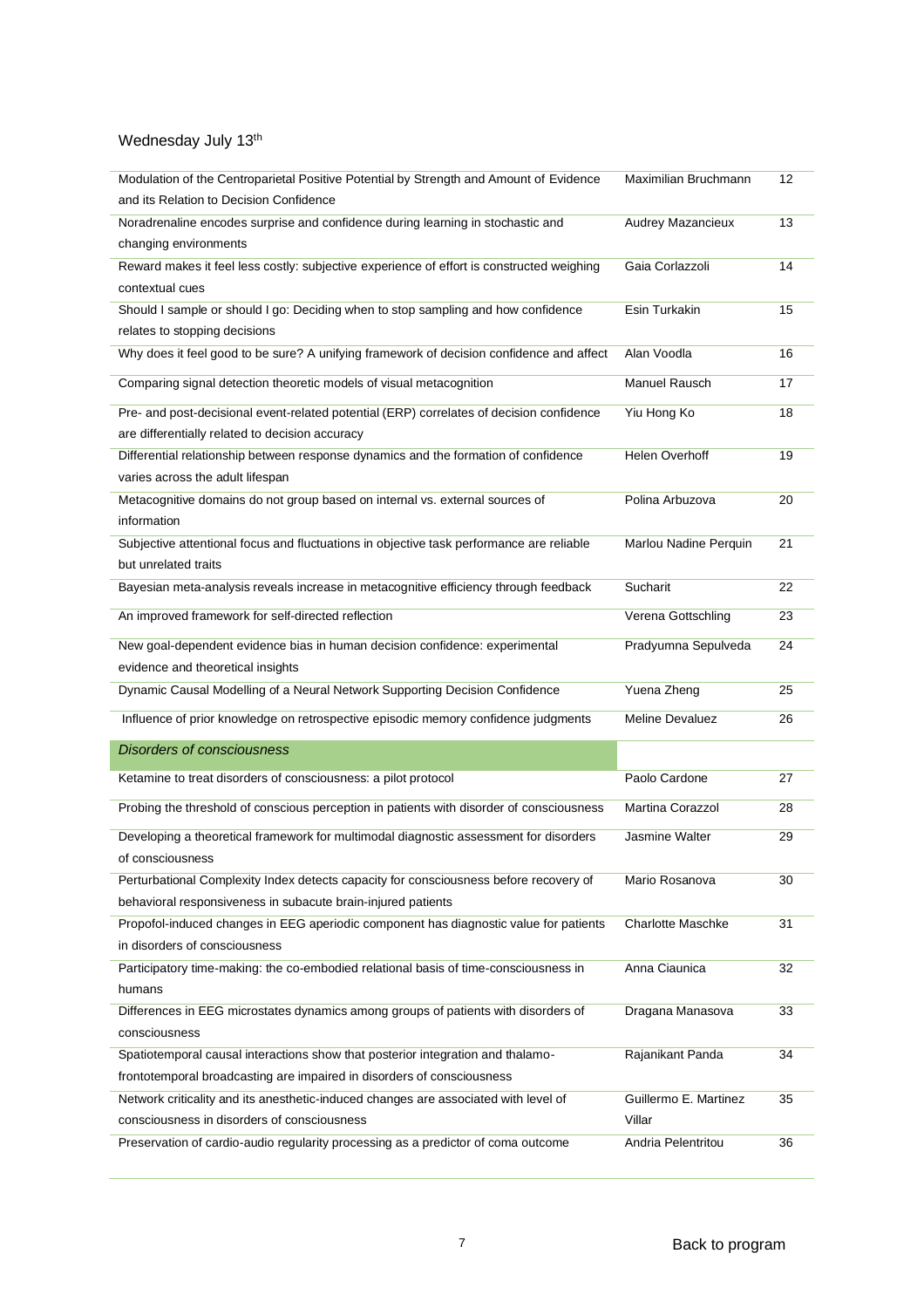Wednesday July 13th

| | | |
|---|---|---|
| Modulation of the Centroparietal Positive Potential by Strength and Amount of Evidence and its Relation to Decision Confidence | Maximilian Bruchmann | 12 |
| Noradrenaline encodes surprise and confidence during learning in stochastic and changing environments | Audrey Mazancieux | 13 |
| Reward makes it feel less costly: subjective experience of effort is constructed weighing contextual cues | Gaia Corlazzoli | 14 |
| Should I sample or should I go: Deciding when to stop sampling and how confidence relates to stopping decisions | Esin Turkakin | 15 |
| Why does it feel good to be sure? A unifying framework of decision confidence and affect | Alan Voodla | 16 |
| Comparing signal detection theoretic models of visual metacognition | Manuel Rausch | 17 |
| Pre- and post-decisional event-related potential (ERP) correlates of decision confidence are differentially related to decision accuracy | Yiu Hong Ko | 18 |
| Differential relationship between response dynamics and the formation of confidence varies across the adult lifespan | Helen Overhoff | 19 |
| Metacognitive domains do not group based on internal vs. external sources of information | Polina Arbuzova | 20 |
| Subjective attentional focus and fluctuations in objective task performance are reliable but unrelated traits | Marlou Nadine Perquin | 21 |
| Bayesian meta-analysis reveals increase in metacognitive efficiency through feedback | Sucharit | 22 |
| An improved framework for self-directed reflection | Verena Gottschling | 23 |
| New goal-dependent evidence bias in human decision confidence: experimental evidence and theoretical insights | Pradyumna Sepulveda | 24 |
| Dynamic Causal Modelling of a Neural Network Supporting Decision Confidence | Yuena Zheng | 25 |
| Influence of prior knowledge on retrospective episodic memory confidence judgments | Meline Devaluez | 26 |
| *Disorders of consciousness* | | |
| Ketamine to treat disorders of consciousness: a pilot protocol | Paolo Cardone | 27 |
| Probing the threshold of conscious perception in patients with disorder of consciousness | Martina Corazzol | 28 |
| Developing a theoretical framework for multimodal diagnostic assessment for disorders of consciousness | Jasmine Walter | 29 |
| Perturbational Complexity Index detects capacity for consciousness before recovery of behavioral responsiveness in subacute brain-injured patients | Mario Rosanova | 30 |
| Propofol-induced changes in EEG aperiodic component has diagnostic value for patients in disorders of consciousness | Charlotte Maschke | 31 |
| Participatory time-making: the co-embodied relational basis of time-consciousness in humans | Anna Ciaunica | 32 |
| Differences in EEG microstates dynamics among groups of patients with disorders of consciousness | Dragana Manasova | 33 |
| Spatiotemporal causal interactions show that posterior integration and thalamo-frontotemporal broadcasting are impaired in disorders of consciousness | Rajanikant Panda | 34 |
| Network criticality and its anesthetic-induced changes are associated with level of consciousness in disorders of consciousness | Guillermo E. Martinez Villar | 35 |
| Preservation of cardio-audio regularity processing as a predictor of coma outcome | Andria Pelentritou | 36 |

Back to program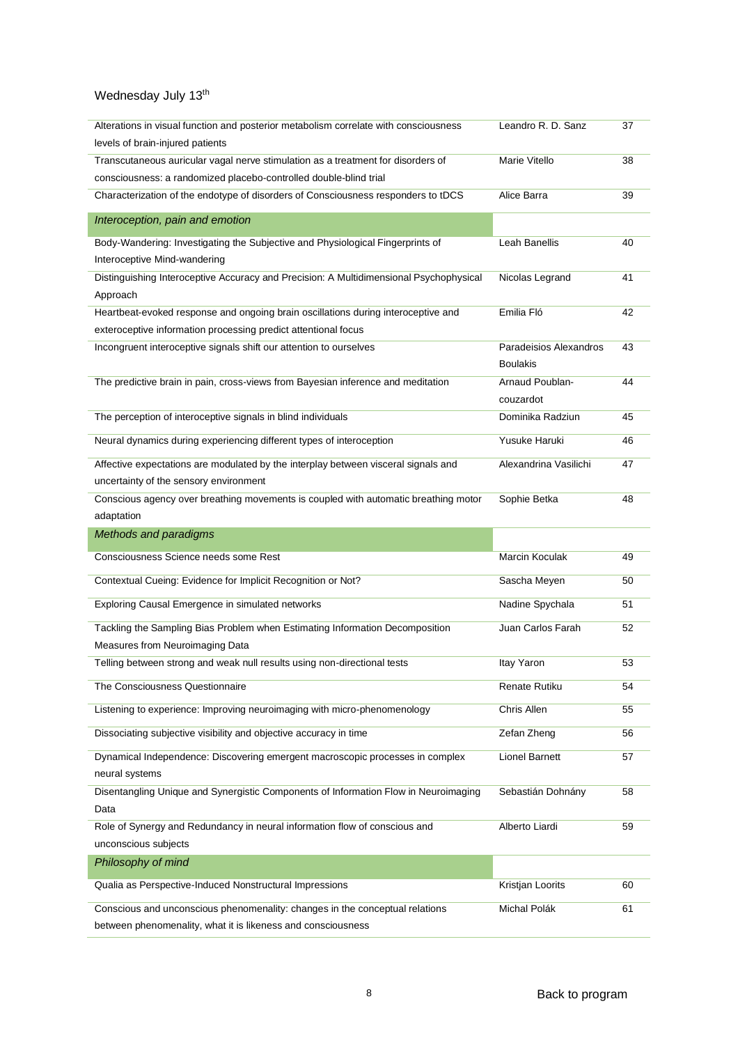Wednesday July 13th

| | | |
|---|---|---|
| Alterations in visual function and posterior metabolism correlate with consciousness levels of brain-injured patients | Leandro R. D. Sanz | 37 |
| Transcutaneous auricular vagal nerve stimulation as a treatment for disorders of consciousness: a randomized placebo-controlled double-blind trial | Marie Vitello | 38 |
| Characterization of the endotype of disorders of Consciousness responders to tDCS | Alice Barra | 39 |
| *Interoception, pain and emotion* | | |
| Body-Wandering: Investigating the Subjective and Physiological Fingerprints of Interoceptive Mind-wandering | Leah Banellis | 40 |
| Distinguishing Interoceptive Accuracy and Precision: A Multidimensional Psychophysical Approach | Nicolas Legrand | 41 |
| Heartbeat-evoked response and ongoing brain oscillations during interoceptive and exteroceptive information processing predict attentional focus | Emilia Fló | 42 |
| Incongruent interoceptive signals shift our attention to ourselves | Paradeisios Alexandros Boulakis | 43 |
| The predictive brain in pain, cross-views from Bayesian inference and meditation | Arnaud Poublan-couzardot | 44 |
| The perception of interoceptive signals in blind individuals | Dominika Radziun | 45 |
| Neural dynamics during experiencing different types of interoception | Yusuke Haruki | 46 |
| Affective expectations are modulated by the interplay between visceral signals and uncertainty of the sensory environment | Alexandrina Vasilichi | 47 |
| Conscious agency over breathing movements is coupled with automatic breathing motor adaptation | Sophie Betka | 48 |
| *Methods and paradigms* | | |
| Consciousness Science needs some Rest | Marcin Koculak | 49 |
| Contextual Cueing: Evidence for Implicit Recognition or Not? | Sascha Meyen | 50 |
| Exploring Causal Emergence in simulated networks | Nadine Spychala | 51 |
| Tackling the Sampling Bias Problem when Estimating Information Decomposition Measures from Neuroimaging Data | Juan Carlos Farah | 52 |
| Telling between strong and weak null results using non-directional tests | Itay Yaron | 53 |
| The Consciousness Questionnaire | Renate Rutiku | 54 |
| Listening to experience: Improving neuroimaging with micro-phenomenology | Chris Allen | 55 |
| Dissociating subjective visibility and objective accuracy in time | Zefan Zheng | 56 |
| Dynamical Independence: Discovering emergent macroscopic processes in complex neural systems | Lionel Barnett | 57 |
| Disentangling Unique and Synergistic Components of Information Flow in Neuroimaging Data | Sebastián Dohnány | 58 |
| Role of Synergy and Redundancy in neural information flow of conscious and unconscious subjects | Alberto Liardi | 59 |
| *Philosophy of mind* | | |
| Qualia as Perspective-Induced Nonstructural Impressions | Kristjan Loorits | 60 |
| Conscious and unconscious phenomenality: changes in the conceptual relations between phenomenality, what it is likeness and consciousness | Michal Polák | 61 |

Back to program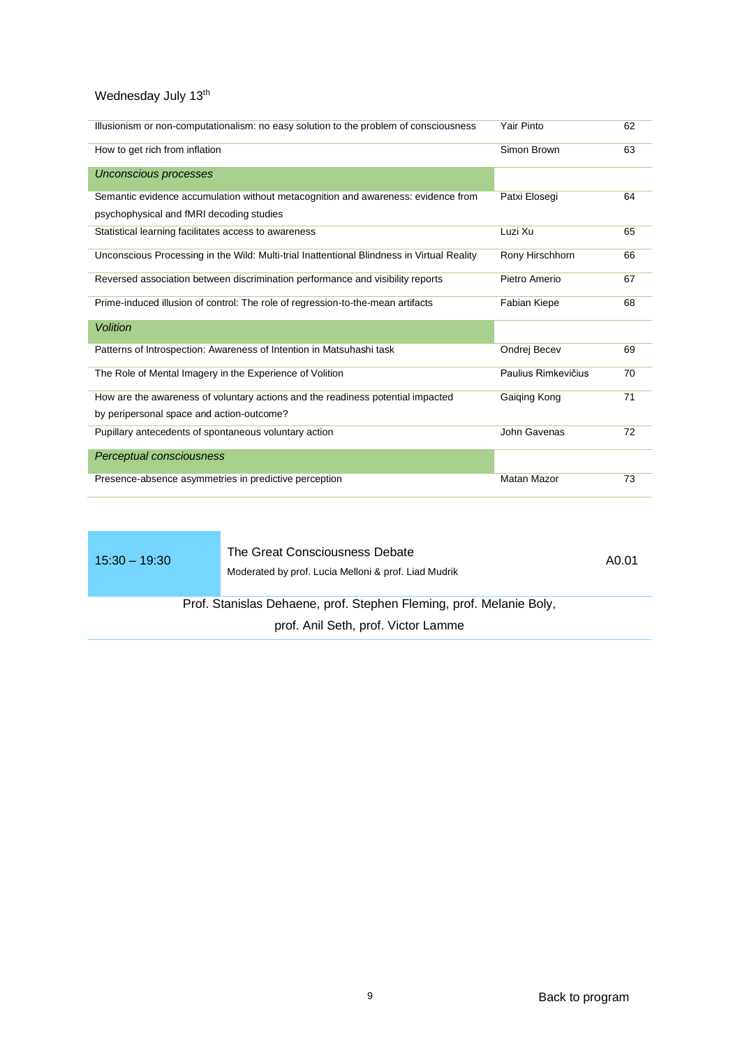Wednesday July 13th

| Title | Presenter | Page |
|---|---|---|
| Illusionism or non-computationalism: no easy solution to the problem of consciousness | Yair Pinto | 62 |
| How to get rich from inflation | Simon Brown | 63 |
| *Unconscious processes* | | |
| Semantic evidence accumulation without metacognition and awareness: evidence from psychophysical and fMRI decoding studies | Patxi Elosegi | 64 |
| Statistical learning facilitates access to awareness | Luzi Xu | 65 |
| Unconscious Processing in the Wild: Multi-trial Inattentional Blindness in Virtual Reality | Rony Hirschhorn | 66 |
| Reversed association between discrimination performance and visibility reports | Pietro Amerio | 67 |
| Prime-induced illusion of control: The role of regression-to-the-mean artifacts | Fabian Kiepe | 68 |
| *Volition* | | |
| Patterns of Introspection: Awareness of Intention in Matsuhashi task | Ondrej Becev | 69 |
| The Role of Mental Imagery in the Experience of Volition | Paulius Rimkevičius | 70 |
| How are the awareness of voluntary actions and the readiness potential impacted by peripersonal space and action-outcome? | Gaiqing Kong | 71 |
| Pupillary antecedents of spontaneous voluntary action | John Gavenas | 72 |
| *Perceptual consciousness* | | |
| Presence-absence asymmetries in predictive perception | Matan Mazor | 73 |

| Time | Session | Room |
|---|---|---|
| 15:30 – 19:30 | The Great Consciousness Debate<br>Moderated by prof. Lucia Melloni & prof. Liad Mudrik | A0.01 |

Prof. Stanislas Dehaene, prof. Stephen Fleming, prof. Melanie Boly, prof. Anil Seth, prof. Victor Lamme

Back to program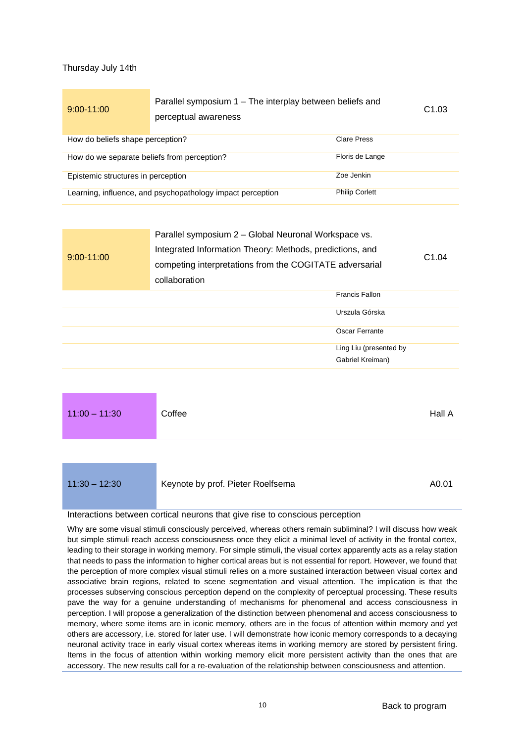Thursday July 14th

| 9:00-11:00 | Parallel symposium 1 – The interplay between beliefs and perceptual awareness | C1.03 |
|---|---|---|
| How do beliefs shape perception? | Clare Press | |
| How do we separate beliefs from perception? | Floris de Lange | |
| Epistemic structures in perception | Zoe Jenkin | |
| Learning, influence, and psychopathology impact perception | Philip Corlett | |

| 9:00-11:00 | Parallel symposium 2 – Global Neuronal Workspace vs. Integrated Information Theory: Methods, predictions, and competing interpretations from the COGITATE adversarial collaboration | C1.04 |
|---|---|---|
| | Francis Fallon | |
| | Urszula Górska | |
| | Oscar Ferrante | |
| | Ling Liu (presented by Gabriel Kreiman) | |

| 11:00 – 11:30 | Coffee | Hall A |
|---|---|---|

| 11:30 – 12:30 | Keynote by prof. Pieter Roelfsema | A0.01 |
|---|---|---|

Interactions between cortical neurons that give rise to conscious perception

Why are some visual stimuli consciously perceived, whereas others remain subliminal? I will discuss how weak but simple stimuli reach access consciousness once they elicit a minimal level of activity in the frontal cortex, leading to their storage in working memory. For simple stimuli, the visual cortex apparently acts as a relay station that needs to pass the information to higher cortical areas but is not essential for report. However, we found that the perception of more complex visual stimuli relies on a more sustained interaction between visual cortex and associative brain regions, related to scene segmentation and visual attention. The implication is that the processes subserving conscious perception depend on the complexity of perceptual processing. These results pave the way for a genuine understanding of mechanisms for phenomenal and access consciousness in perception. I will propose a generalization of the distinction between phenomenal and access consciousness to memory, where some items are in iconic memory, others are in the focus of attention within memory and yet others are accessory, i.e. stored for later use. I will demonstrate how iconic memory corresponds to a decaying neuronal activity trace in early visual cortex whereas items in working memory are stored by persistent firing. Items in the focus of attention within working memory elicit more persistent activity than the ones that are accessory. The new results call for a re-evaluation of the relationship between consciousness and attention.

Back to program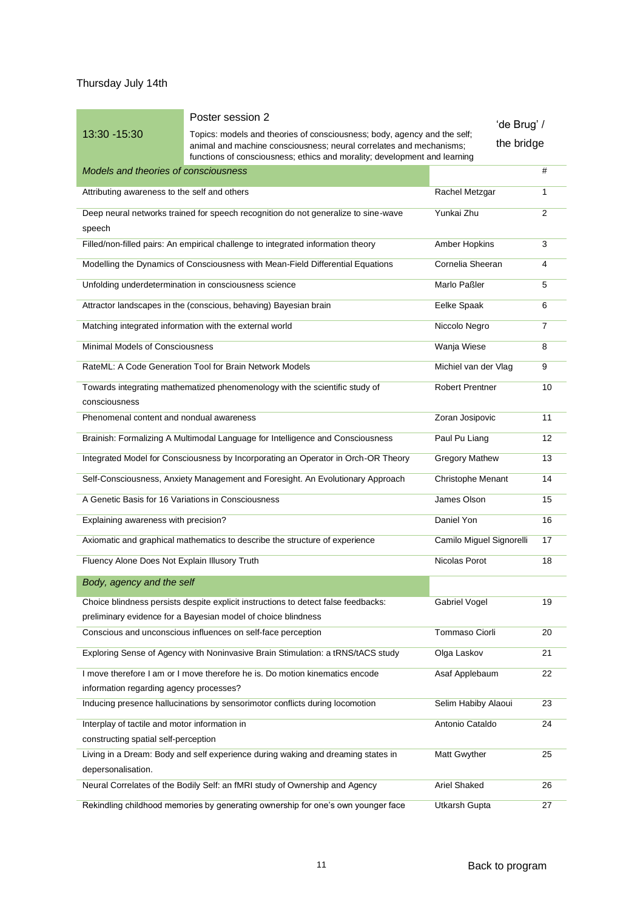Thursday July 14th

| 13:30 -15:30 | Poster session 2<br>Topics: models and theories of consciousness; body, agency and the self; animal and machine consciousness; neural correlates and mechanisms; functions of consciousness; ethics and morality; development and learning | 'de Brug' / the bridge | |
|---|---|---|---|
| *Models and theories of consciousness* | | | # |
| Attributing awareness to the self and others | | Rachel Metzgar | 1 |
| Deep neural networks trained for speech recognition do not generalize to sine-wave speech | | Yunkai Zhu | 2 |
| Filled/non-filled pairs: An empirical challenge to integrated information theory | | Amber Hopkins | 3 |
| Modelling the Dynamics of Consciousness with Mean-Field Differential Equations | | Cornelia Sheeran | 4 |
| Unfolding underdetermination in consciousness science | | Marlo Paßler | 5 |
| Attractor landscapes in the (conscious, behaving) Bayesian brain | | Eelke Spaak | 6 |
| Matching integrated information with the external world | | Niccolo Negro | 7 |
| Minimal Models of Consciousness | | Wanja Wiese | 8 |
| RateML: A Code Generation Tool for Brain Network Models | | Michiel van der Vlag | 9 |
| Towards integrating mathematized phenomenology with the scientific study of consciousness | | Robert Prentner | 10 |
| Phenomenal content and nondual awareness | | Zoran Josipovic | 11 |
| Brainish: Formalizing A Multimodal Language for Intelligence and Consciousness | | Paul Pu Liang | 12 |
| Integrated Model for Consciousness by Incorporating an Operator in Orch-OR Theory | | Gregory Mathew | 13 |
| Self-Consciousness, Anxiety Management and Foresight. An Evolutionary Approach | | Christophe Menant | 14 |
| A Genetic Basis for 16 Variations in Consciousness | | James Olson | 15 |
| Explaining awareness with precision? | | Daniel Yon | 16 |
| Axiomatic and graphical mathematics to describe the structure of experience | | Camilo Miguel Signorelli | 17 |
| Fluency Alone Does Not Explain Illusory Truth | | Nicolas Porot | 18 |
| *Body, agency and the self* | | | |
| Choice blindness persists despite explicit instructions to detect false feedbacks: preliminary evidence for a Bayesian model of choice blindness | | Gabriel Vogel | 19 |
| Conscious and unconscious influences on self-face perception | | Tommaso Ciorli | 20 |
| Exploring Sense of Agency with Noninvasive Brain Stimulation: a tRNS/tACS study | | Olga Laskov | 21 |
| I move therefore I am or I move therefore he is. Do motion kinematics encode information regarding agency processes? | | Asaf Applebaum | 22 |
| Inducing presence hallucinations by sensorimotor conflicts during locomotion | | Selim Habiby Alaoui | 23 |
| Interplay of tactile and motor information in constructing spatial self-perception | | Antonio Cataldo | 24 |
| Living in a Dream: Body and self experience during waking and dreaming states in depersonalisation. | | Matt Gwyther | 25 |
| Neural Correlates of the Bodily Self: an fMRI study of Ownership and Agency | | Ariel Shaked | 26 |
| Rekindling childhood memories by generating ownership for one's own younger face | | Utkarsh Gupta | 27 |

Back to program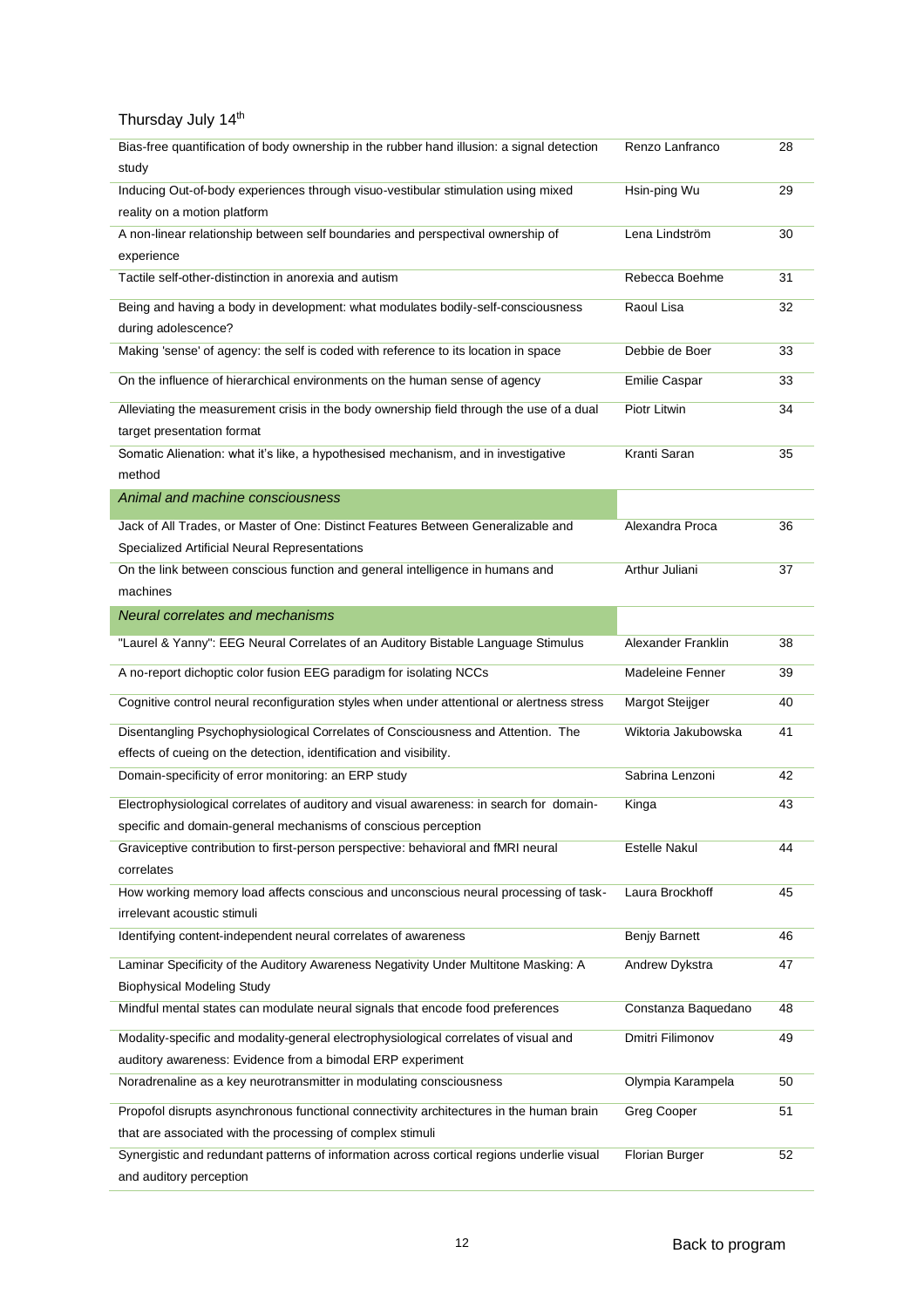Thursday July 14th

| | | |
|---|---|---|
| Bias-free quantification of body ownership in the rubber hand illusion: a signal detection study | Renzo Lanfranco | 28 |
| Inducing Out-of-body experiences through visuo-vestibular stimulation using mixed reality on a motion platform | Hsin-ping Wu | 29 |
| A non-linear relationship between self boundaries and perspectival ownership of experience | Lena Lindström | 30 |
| Tactile self-other-distinction in anorexia and autism | Rebecca Boehme | 31 |
| Being and having a body in development: what modulates bodily-self-consciousness during adolescence? | Raoul Lisa | 32 |
| Making 'sense' of agency: the self is coded with reference to its location in space | Debbie de Boer | 33 |
| On the influence of hierarchical environments on the human sense of agency | Emilie Caspar | 33 |
| Alleviating the measurement crisis in the body ownership field through the use of a dual target presentation format | Piotr Litwin | 34 |
| Somatic Alienation: what it's like, a hypothesised mechanism, and in investigative method | Kranti Saran | 35 |
| *Animal and machine consciousness* | | |
| Jack of All Trades, or Master of One: Distinct Features Between Generalizable and Specialized Artificial Neural Representations | Alexandra Proca | 36 |
| On the link between conscious function and general intelligence in humans and machines | Arthur Juliani | 37 |
| *Neural correlates and mechanisms* | | |
| "Laurel & Yanny": EEG Neural Correlates of an Auditory Bistable Language Stimulus | Alexander Franklin | 38 |
| A no-report dichoptic color fusion EEG paradigm for isolating NCCs | Madeleine Fenner | 39 |
| Cognitive control neural reconfiguration styles when under attentional or alertness stress | Margot Steijger | 40 |
| Disentangling Psychophysiological Correlates of Consciousness and Attention. The effects of cueing on the detection, identification and visibility. | Wiktoria Jakubowska | 41 |
| Domain-specificity of error monitoring: an ERP study | Sabrina Lenzoni | 42 |
| Electrophysiological correlates of auditory and visual awareness: in search for domain-specific and domain-general mechanisms of conscious perception | Kinga | 43 |
| Graviceptive contribution to first-person perspective: behavioral and fMRI neural correlates | Estelle Nakul | 44 |
| How working memory load affects conscious and unconscious neural processing of task-irrelevant acoustic stimuli | Laura Brockhoff | 45 |
| Identifying content-independent neural correlates of awareness | Benjy Barnett | 46 |
| Laminar Specificity of the Auditory Awareness Negativity Under Multitone Masking: A Biophysical Modeling Study | Andrew Dykstra | 47 |
| Mindful mental states can modulate neural signals that encode food preferences | Constanza Baquedano | 48 |
| Modality-specific and modality-general electrophysiological correlates of visual and auditory awareness: Evidence from a bimodal ERP experiment | Dmitri Filimonov | 49 |
| Noradrenaline as a key neurotransmitter in modulating consciousness | Olympia Karampela | 50 |
| Propofol disrupts asynchronous functional connectivity architectures in the human brain that are associated with the processing of complex stimuli | Greg Cooper | 51 |
| Synergistic and redundant patterns of information across cortical regions underlie visual and auditory perception | Florian Burger | 52 |

Back to program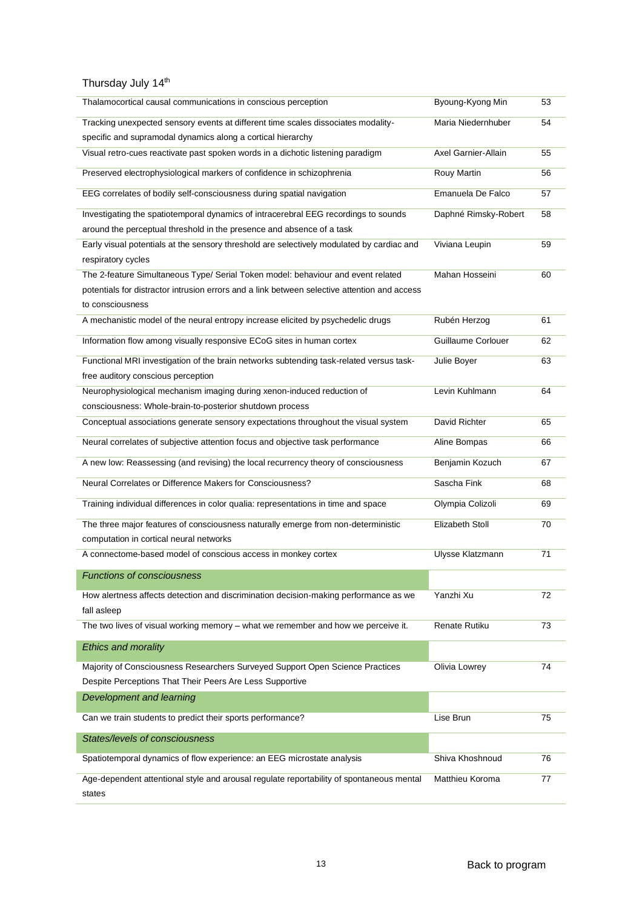Thursday July 14th

| | | |
|---|---|---|
| Thalamocortical causal communications in conscious perception | Byoung-Kyong Min | 53 |
| Tracking unexpected sensory events at different time scales dissociates modality-specific and supramodal dynamics along a cortical hierarchy | Maria Niedernhuber | 54 |
| Visual retro-cues reactivate past spoken words in a dichotic listening paradigm | Axel Garnier-Allain | 55 |
| Preserved electrophysiological markers of confidence in schizophrenia | Rouy Martin | 56 |
| EEG correlates of bodily self-consciousness during spatial navigation | Emanuela De Falco | 57 |
| Investigating the spatiotemporal dynamics of intracerebral EEG recordings to sounds around the perceptual threshold in the presence and absence of a task | Daphné Rimsky-Robert | 58 |
| Early visual potentials at the sensory threshold are selectively modulated by cardiac and respiratory cycles | Viviana Leupin | 59 |
| The 2-feature Simultaneous Type/ Serial Token model: behaviour and event related potentials for distractor intrusion errors and a link between selective attention and access to consciousness | Mahan Hosseini | 60 |
| A mechanistic model of the neural entropy increase elicited by psychedelic drugs | Rubén Herzog | 61 |
| Information flow among visually responsive ECoG sites in human cortex | Guillaume Corlouer | 62 |
| Functional MRI investigation of the brain networks subtending task-related versus task-free auditory conscious perception | Julie Boyer | 63 |
| Neurophysiological mechanism imaging during xenon-induced reduction of consciousness: Whole-brain-to-posterior shutdown process | Levin Kuhlmann | 64 |
| Conceptual associations generate sensory expectations throughout the visual system | David Richter | 65 |
| Neural correlates of subjective attention focus and objective task performance | Aline Bompas | 66 |
| A new low: Reassessing (and revising) the local recurrency theory of consciousness | Benjamin Kozuch | 67 |
| Neural Correlates or Difference Makers for Consciousness? | Sascha Fink | 68 |
| Training individual differences in color qualia: representations in time and space | Olympia Colizoli | 69 |
| The three major features of consciousness naturally emerge from non-deterministic computation in cortical neural networks | Elizabeth Stoll | 70 |
| A connectome-based model of conscious access in monkey cortex | Ulysse Klatzmann | 71 |
| *Functions of consciousness* | | |
| How alertness affects detection and discrimination decision-making performance as we fall asleep | Yanzhi Xu | 72 |
| The two lives of visual working memory – what we remember and how we perceive it. | Renate Rutiku | 73 |
| *Ethics and morality* | | |
| Majority of Consciousness Researchers Surveyed Support Open Science Practices Despite Perceptions That Their Peers Are Less Supportive | Olivia Lowrey | 74 |
| *Development and learning* | | |
| Can we train students to predict their sports performance? | Lise Brun | 75 |
| *States/levels of consciousness* | | |
| Spatiotemporal dynamics of flow experience: an EEG microstate analysis | Shiva Khoshnoud | 76 |
| Age-dependent attentional style and arousal regulate reportability of spontaneous mental states | Matthieu Koroma | 77 |

Back to program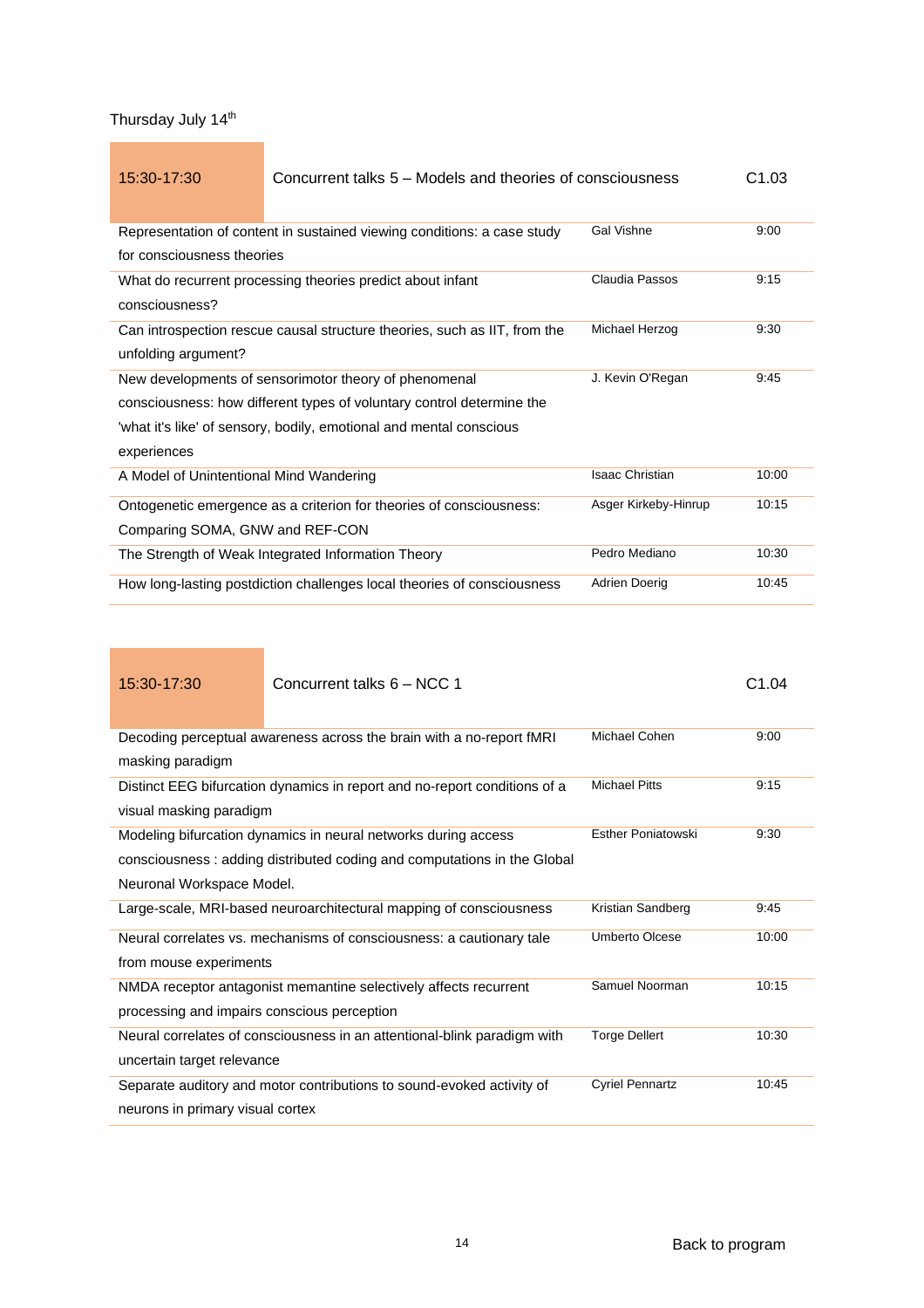Thursday July 14th

| 15:30-17:30 | Concurrent talks 5 – Models and theories of consciousness | C1.03 |
|---|---|---|
| Representation of content in sustained viewing conditions: a case study for consciousness theories | Gal Vishne | 9:00 |
| What do recurrent processing theories predict about infant consciousness? | Claudia Passos | 9:15 |
| Can introspection rescue causal structure theories, such as IIT, from the unfolding argument? | Michael Herzog | 9:30 |
| New developments of sensorimotor theory of phenomenal consciousness: how different types of voluntary control determine the 'what it's like' of sensory, bodily, emotional and mental conscious experiences | J. Kevin O'Regan | 9:45 |
| A Model of Unintentional Mind Wandering | Isaac Christian | 10:00 |
| Ontogenetic emergence as a criterion for theories of consciousness: Comparing SOMA, GNW and REF-CON | Asger Kirkeby-Hinrup | 10:15 |
| The Strength of Weak Integrated Information Theory | Pedro Mediano | 10:30 |
| How long-lasting postdiction challenges local theories of consciousness | Adrien Doerig | 10:45 |

| 15:30-17:30 | Concurrent talks 6 – NCC 1 | C1.04 |
|---|---|---|
| Decoding perceptual awareness across the brain with a no-report fMRI masking paradigm | Michael Cohen | 9:00 |
| Distinct EEG bifurcation dynamics in report and no-report conditions of a visual masking paradigm | Michael Pitts | 9:15 |
| Modeling bifurcation dynamics in neural networks during access consciousness : adding distributed coding and computations in the Global Neuronal Workspace Model. | Esther Poniatowski | 9:30 |
| Large-scale, MRI-based neuroarchitectural mapping of consciousness | Kristian Sandberg | 9:45 |
| Neural correlates vs. mechanisms of consciousness: a cautionary tale from mouse experiments | Umberto Olcese | 10:00 |
| NMDA receptor antagonist memantine selectively affects recurrent processing and impairs conscious perception | Samuel Noorman | 10:15 |
| Neural correlates of consciousness in an attentional-blink paradigm with uncertain target relevance | Torge Dellert | 10:30 |
| Separate auditory and motor contributions to sound-evoked activity of neurons in primary visual cortex | Cyriel Pennartz | 10:45 |

Back to program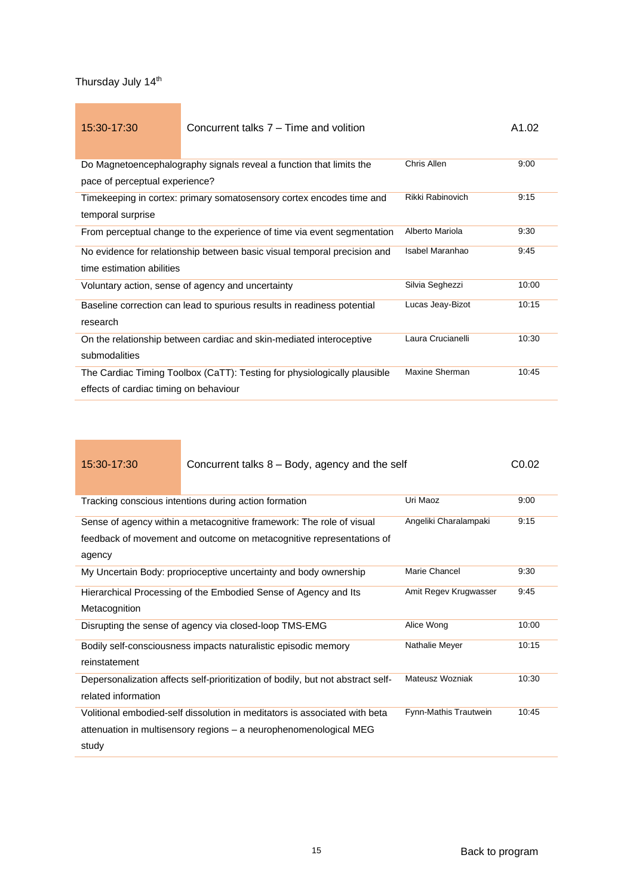Thursday July 14th

| 15:30-17:30 | Concurrent talks 7 – Time and volition | A1.02 |
|---|---|---|
| Do Magnetoencephalography signals reveal a function that limits the pace of perceptual experience? | Chris Allen | 9:00 |
| Timekeeping in cortex: primary somatosensory cortex encodes time and temporal surprise | Rikki Rabinovich | 9:15 |
| From perceptual change to the experience of time via event segmentation | Alberto Mariola | 9:30 |
| No evidence for relationship between basic visual temporal precision and time estimation abilities | Isabel Maranhao | 9:45 |
| Voluntary action, sense of agency and uncertainty | Silvia Seghezzi | 10:00 |
| Baseline correction can lead to spurious results in readiness potential research | Lucas Jeay-Bizot | 10:15 |
| On the relationship between cardiac and skin-mediated interoceptive submodalities | Laura Crucianelli | 10:30 |
| The Cardiac Timing Toolbox (CaTT): Testing for physiologically plausible effects of cardiac timing on behaviour | Maxine Sherman | 10:45 |

| 15:30-17:30 | Concurrent talks 8 – Body, agency and the self | C0.02 |
|---|---|---|
| Tracking conscious intentions during action formation | Uri Maoz | 9:00 |
| Sense of agency within a metacognitive framework: The role of visual feedback of movement and outcome on metacognitive representations of agency | Angeliki Charalampaki | 9:15 |
| My Uncertain Body: proprioceptive uncertainty and body ownership | Marie Chancel | 9:30 |
| Hierarchical Processing of the Embodied Sense of Agency and Its Metacognition | Amit Regev Krugwasser | 9:45 |
| Disrupting the sense of agency via closed-loop TMS-EMG | Alice Wong | 10:00 |
| Bodily self-consciousness impacts naturalistic episodic memory reinstatement | Nathalie Meyer | 10:15 |
| Depersonalization affects self-prioritization of bodily, but not abstract self-related information | Mateusz Wozniak | 10:30 |
| Volitional embodied-self dissolution in meditators is associated with beta attenuation in multisensory regions – a neurophenomenological MEG study | Fynn-Mathis Trautwein | 10:45 |

Back to program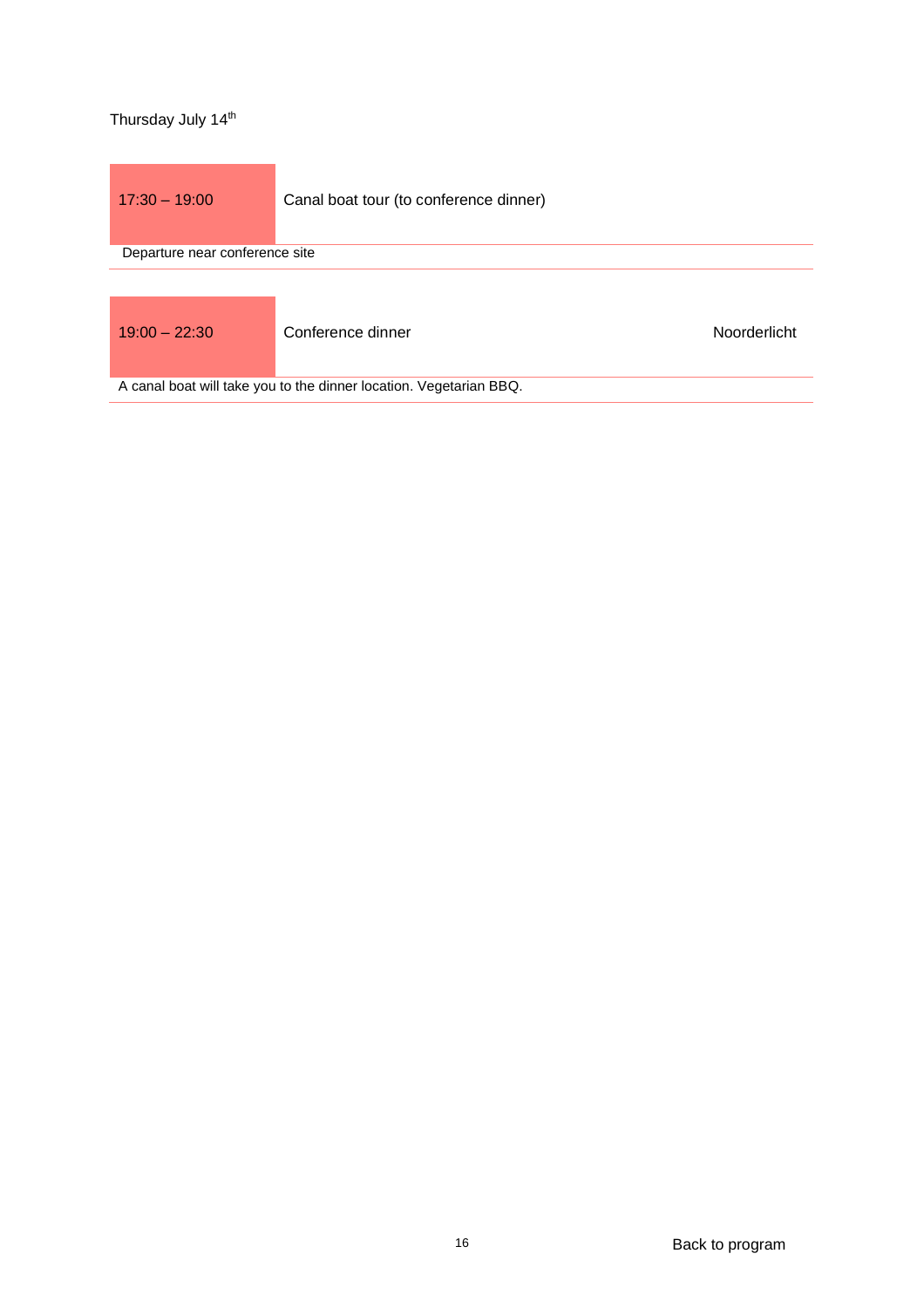Thursday July 14th

| 17:30 – 19:00 | Canal boat tour (to conference dinner) | |
|---|---|---|
| Departure near conference site | | |

| 19:00 – 22:30 | Conference dinner | Noorderlicht |
|---|---|---|
| A canal boat will take you to the dinner location. Vegetarian BBQ. | | |

Back to program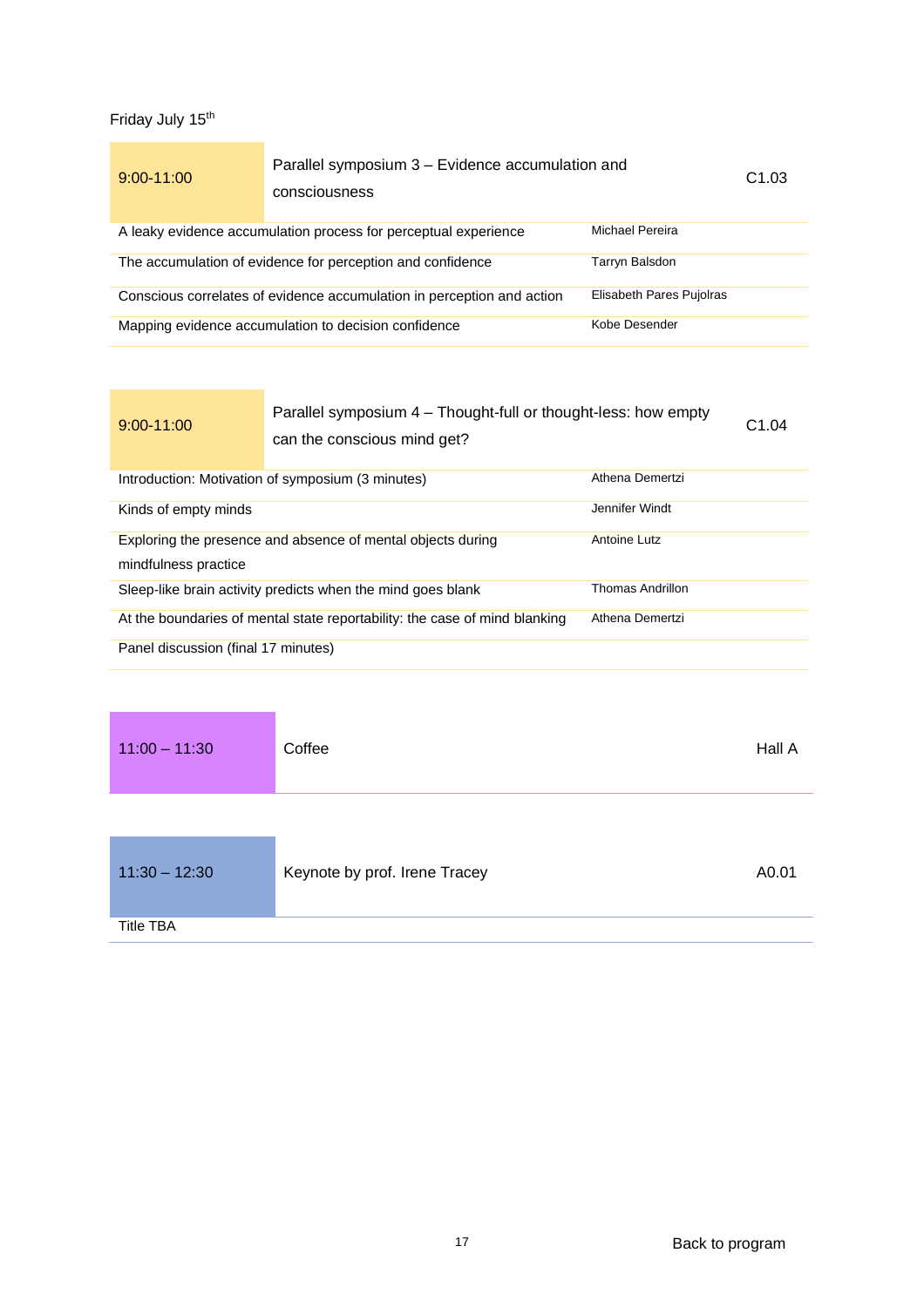Friday July 15th

| 9:00-11:00 | Parallel symposium 3 – Evidence accumulation and consciousness | C1.03 |
|---|---|---|
| A leaky evidence accumulation process for perceptual experience | Michael Pereira | |
| The accumulation of evidence for perception and confidence | Tarryn Balsdon | |
| Conscious correlates of evidence accumulation in perception and action | Elisabeth Pares Pujolras | |
| Mapping evidence accumulation to decision confidence | Kobe Desender | |

| 9:00-11:00 | Parallel symposium 4 – Thought-full or thought-less: how empty can the conscious mind get? | C1.04 |
|---|---|---|
| Introduction: Motivation of symposium (3 minutes) | Athena Demertzi | |
| Kinds of empty minds | Jennifer Windt | |
| Exploring the presence and absence of mental objects during mindfulness practice | Antoine Lutz | |
| Sleep-like brain activity predicts when the mind goes blank | Thomas Andrillon | |
| At the boundaries of mental state reportability: the case of mind blanking | Athena Demertzi | |
| Panel discussion (final 17 minutes) | | |

| 11:00 – 11:30 | Coffee | Hall A |
|---|---|---|

| 11:30 – 12:30 | Keynote by prof. Irene Tracey | A0.01 |
|---|---|---|
| Title TBA | | |

Back to program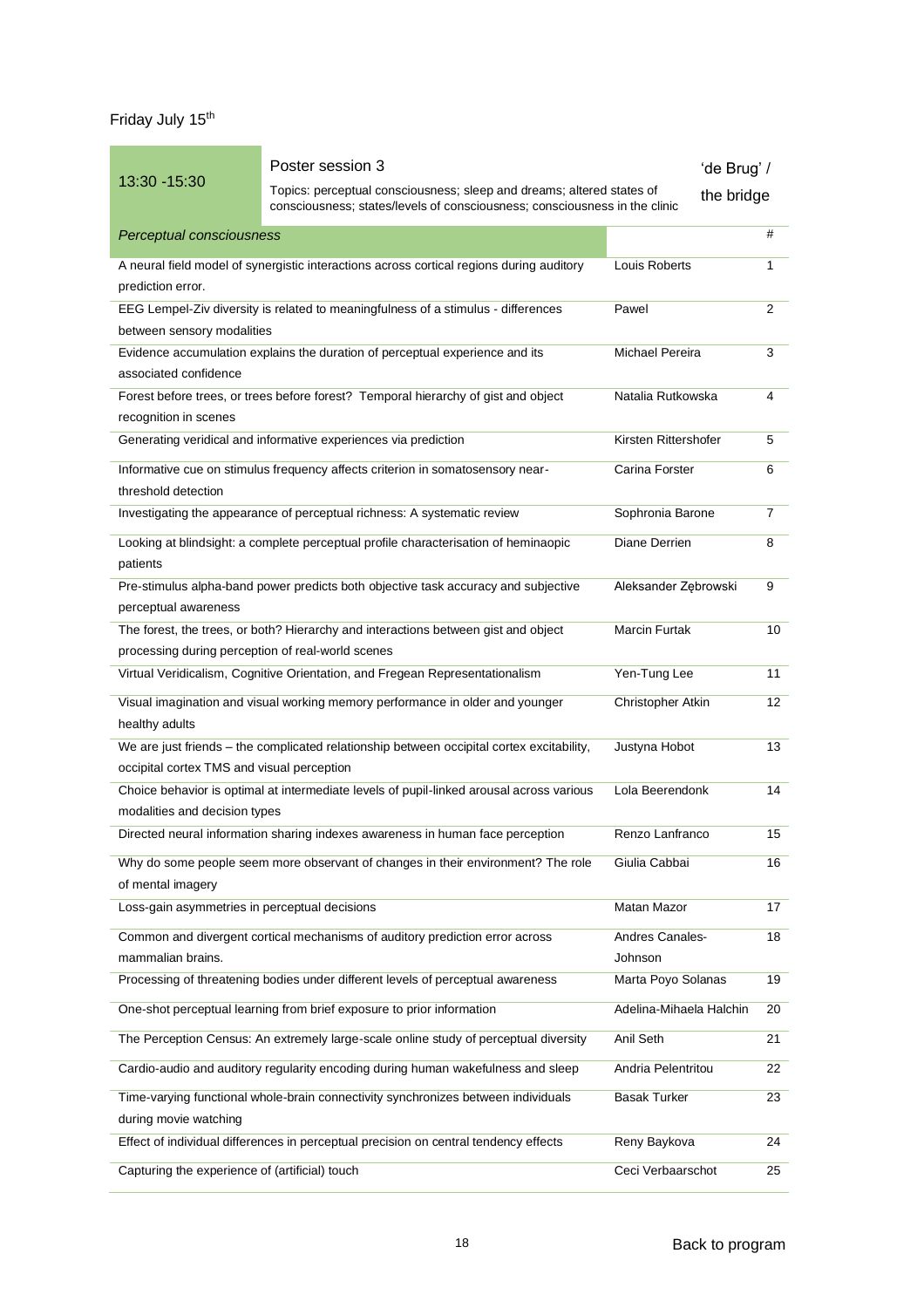Friday July 15th

| 13:30 -15:30 | Poster session 3<br>Topics: perceptual consciousness; sleep and dreams; altered states of consciousness; states/levels of consciousness; consciousness in the clinic | 'de Brug' / the bridge |
|---|---|---|

| *Perceptual consciousness* | | # |
|---|---|---|
| A neural field model of synergistic interactions across cortical regions during auditory prediction error. | Louis Roberts | 1 |
| EEG Lempel-Ziv diversity is related to meaningfulness of a stimulus - differences between sensory modalities | Pawel | 2 |
| Evidence accumulation explains the duration of perceptual experience and its associated confidence | Michael Pereira | 3 |
| Forest before trees, or trees before forest? Temporal hierarchy of gist and object recognition in scenes | Natalia Rutkowska | 4 |
| Generating veridical and informative experiences via prediction | Kirsten Rittershofer | 5 |
| Informative cue on stimulus frequency affects criterion in somatosensory near-threshold detection | Carina Forster | 6 |
| Investigating the appearance of perceptual richness: A systematic review | Sophronia Barone | 7 |
| Looking at blindsight: a complete perceptual profile characterisation of heminaopic patients | Diane Derrien | 8 |
| Pre-stimulus alpha-band power predicts both objective task accuracy and subjective perceptual awareness | Aleksander Zębrowski | 9 |
| The forest, the trees, or both? Hierarchy and interactions between gist and object processing during perception of real-world scenes | Marcin Furtak | 10 |
| Virtual Veridicalism, Cognitive Orientation, and Fregean Representationalism | Yen-Tung Lee | 11 |
| Visual imagination and visual working memory performance in older and younger healthy adults | Christopher Atkin | 12 |
| We are just friends – the complicated relationship between occipital cortex excitability, occipital cortex TMS and visual perception | Justyna Hobot | 13 |
| Choice behavior is optimal at intermediate levels of pupil-linked arousal across various modalities and decision types | Lola Beerendonk | 14 |
| Directed neural information sharing indexes awareness in human face perception | Renzo Lanfranco | 15 |
| Why do some people seem more observant of changes in their environment? The role of mental imagery | Giulia Cabbai | 16 |
| Loss-gain asymmetries in perceptual decisions | Matan Mazor | 17 |
| Common and divergent cortical mechanisms of auditory prediction error across mammalian brains. | Andres Canales-Johnson | 18 |
| Processing of threatening bodies under different levels of perceptual awareness | Marta Poyo Solanas | 19 |
| One-shot perceptual learning from brief exposure to prior information | Adelina-Mihaela Halchin | 20 |
| The Perception Census: An extremely large-scale online study of perceptual diversity | Anil Seth | 21 |
| Cardio-audio and auditory regularity encoding during human wakefulness and sleep | Andria Pelentritou | 22 |
| Time-varying functional whole-brain connectivity synchronizes between individuals during movie watching | Basak Turker | 23 |
| Effect of individual differences in perceptual precision on central tendency effects | Reny Baykova | 24 |
| Capturing the experience of (artificial) touch | Ceci Verbaarschot | 25 |

Back to program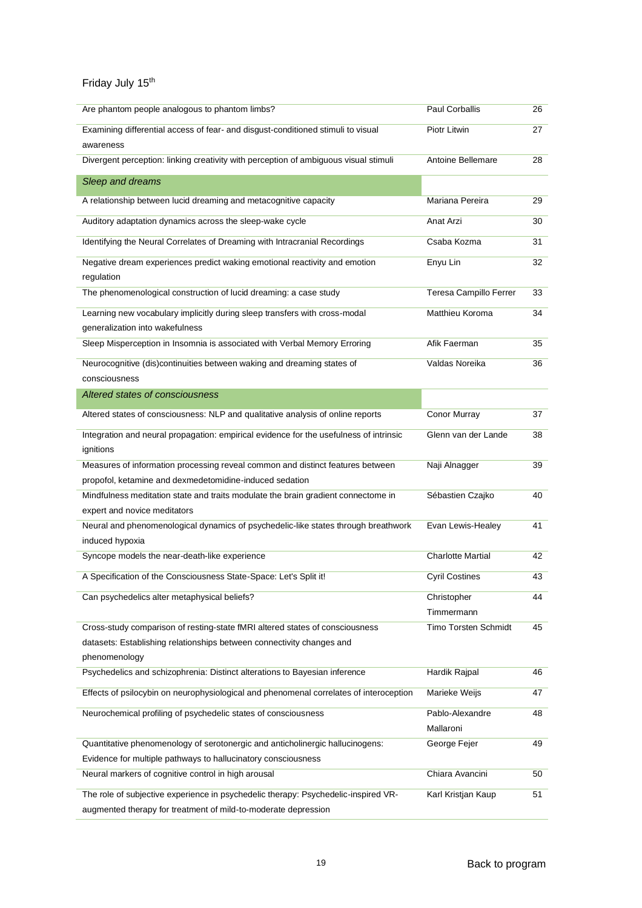Friday July 15[th]

| | | |
|---|---|---|
| Are phantom people analogous to phantom limbs? | Paul Corballis | 26 |
| Examining differential access of fear- and disgust-conditioned stimuli to visual awareness | Piotr Litwin | 27 |
| Divergent perception: linking creativity with perception of ambiguous visual stimuli | Antoine Bellemare | 28 |
| *Sleep and dreams* | | |
| A relationship between lucid dreaming and metacognitive capacity | Mariana Pereira | 29 |
| Auditory adaptation dynamics across the sleep-wake cycle | Anat Arzi | 30 |
| Identifying the Neural Correlates of Dreaming with Intracranial Recordings | Csaba Kozma | 31 |
| Negative dream experiences predict waking emotional reactivity and emotion regulation | Enyu Lin | 32 |
| The phenomenological construction of lucid dreaming: a case study | Teresa Campillo Ferrer | 33 |
| Learning new vocabulary implicitly during sleep transfers with cross-modal generalization into wakefulness | Matthieu Koroma | 34 |
| Sleep Misperception in Insomnia is associated with Verbal Memory Erroring | Afik Faerman | 35 |
| Neurocognitive (dis)continuities between waking and dreaming states of consciousness | Valdas Noreika | 36 |
| *Altered states of consciousness* | | |
| Altered states of consciousness: NLP and qualitative analysis of online reports | Conor Murray | 37 |
| Integration and neural propagation: empirical evidence for the usefulness of intrinsic ignitions | Glenn van der Lande | 38 |
| Measures of information processing reveal common and distinct features between propofol, ketamine and dexmedetomidine-induced sedation | Naji Alnagger | 39 |
| Mindfulness meditation state and traits modulate the brain gradient connectome in expert and novice meditators | Sébastien Czajko | 40 |
| Neural and phenomenological dynamics of psychedelic-like states through breathwork induced hypoxia | Evan Lewis-Healey | 41 |
| Syncope models the near-death-like experience | Charlotte Martial | 42 |
| A Specification of the Consciousness State-Space: Let's Split it! | Cyril Costines | 43 |
| Can psychedelics alter metaphysical beliefs? | Christopher Timmermann | 44 |
| Cross-study comparison of resting-state fMRI altered states of consciousness datasets: Establishing relationships between connectivity changes and phenomenology | Timo Torsten Schmidt | 45 |
| Psychedelics and schizophrenia: Distinct alterations to Bayesian inference | Hardik Rajpal | 46 |
| Effects of psilocybin on neurophysiological and phenomenal correlates of interoception | Marieke Weijs | 47 |
| Neurochemical profiling of psychedelic states of consciousness | Pablo-Alexandre Mallaroni | 48 |
| Quantitative phenomenology of serotonergic and anticholinergic hallucinogens: Evidence for multiple pathways to hallucinatory consciousness | George Fejer | 49 |
| Neural markers of cognitive control in high arousal | Chiara Avancini | 50 |
| The role of subjective experience in psychedelic therapy: Psychedelic-inspired VR-augmented therapy for treatment of mild-to-moderate depression | Karl Kristjan Kaup | 51 |

Back to program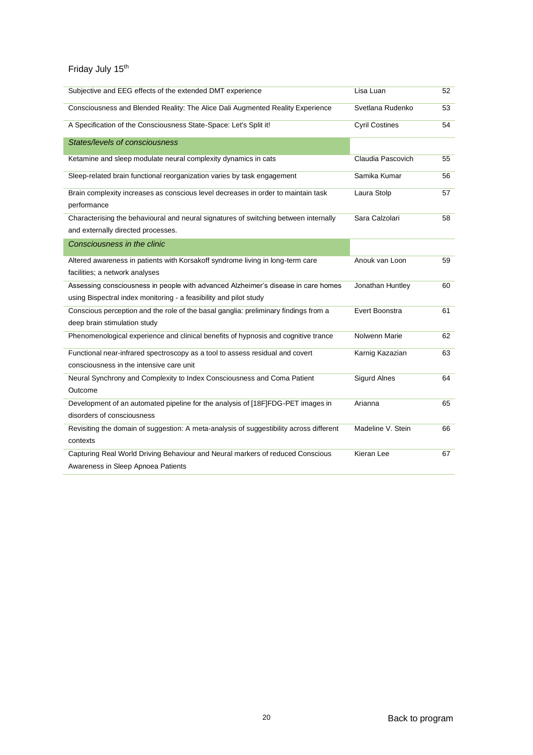Friday July 15th

| | | |
|---|---|---|
| Subjective and EEG effects of the extended DMT experience | Lisa Luan | 52 |
| Consciousness and Blended Reality: The Alice Dali Augmented Reality Experience | Svetlana Rudenko | 53 |
| A Specification of the Consciousness State-Space: Let's Split it! | Cyril Costines | 54 |
| *States/levels of consciousness* | | |
| Ketamine and sleep modulate neural complexity dynamics in cats | Claudia Pascovich | 55 |
| Sleep-related brain functional reorganization varies by task engagement | Samika Kumar | 56 |
| Brain complexity increases as conscious level decreases in order to maintain task performance | Laura Stolp | 57 |
| Characterising the behavioural and neural signatures of switching between internally and externally directed processes. | Sara Calzolari | 58 |
| *Consciousness in the clinic* | | |
| Altered awareness in patients with Korsakoff syndrome living in long-term care facilities; a network analyses | Anouk van Loon | 59 |
| Assessing consciousness in people with advanced Alzheimer's disease in care homes using Bispectral index monitoring - a feasibility and pilot study | Jonathan Huntley | 60 |
| Conscious perception and the role of the basal ganglia: preliminary findings from a deep brain stimulation study | Evert Boonstra | 61 |
| Phenomenological experience and clinical benefits of hypnosis and cognitive trance | Nolwenn Marie | 62 |
| Functional near-infrared spectroscopy as a tool to assess residual and covert consciousness in the intensive care unit | Karnig Kazazian | 63 |
| Neural Synchrony and Complexity to Index Consciousness and Coma Patient Outcome | Sigurd Alnes | 64 |
| Development of an automated pipeline for the analysis of [18F]FDG-PET images in disorders of consciousness | Arianna | 65 |
| Revisiting the domain of suggestion: A meta-analysis of suggestibility across different contexts | Madeline V. Stein | 66 |
| Capturing Real World Driving Behaviour and Neural markers of reduced Conscious Awareness in Sleep Apnoea Patients | Kieran Lee | 67 |

Back to program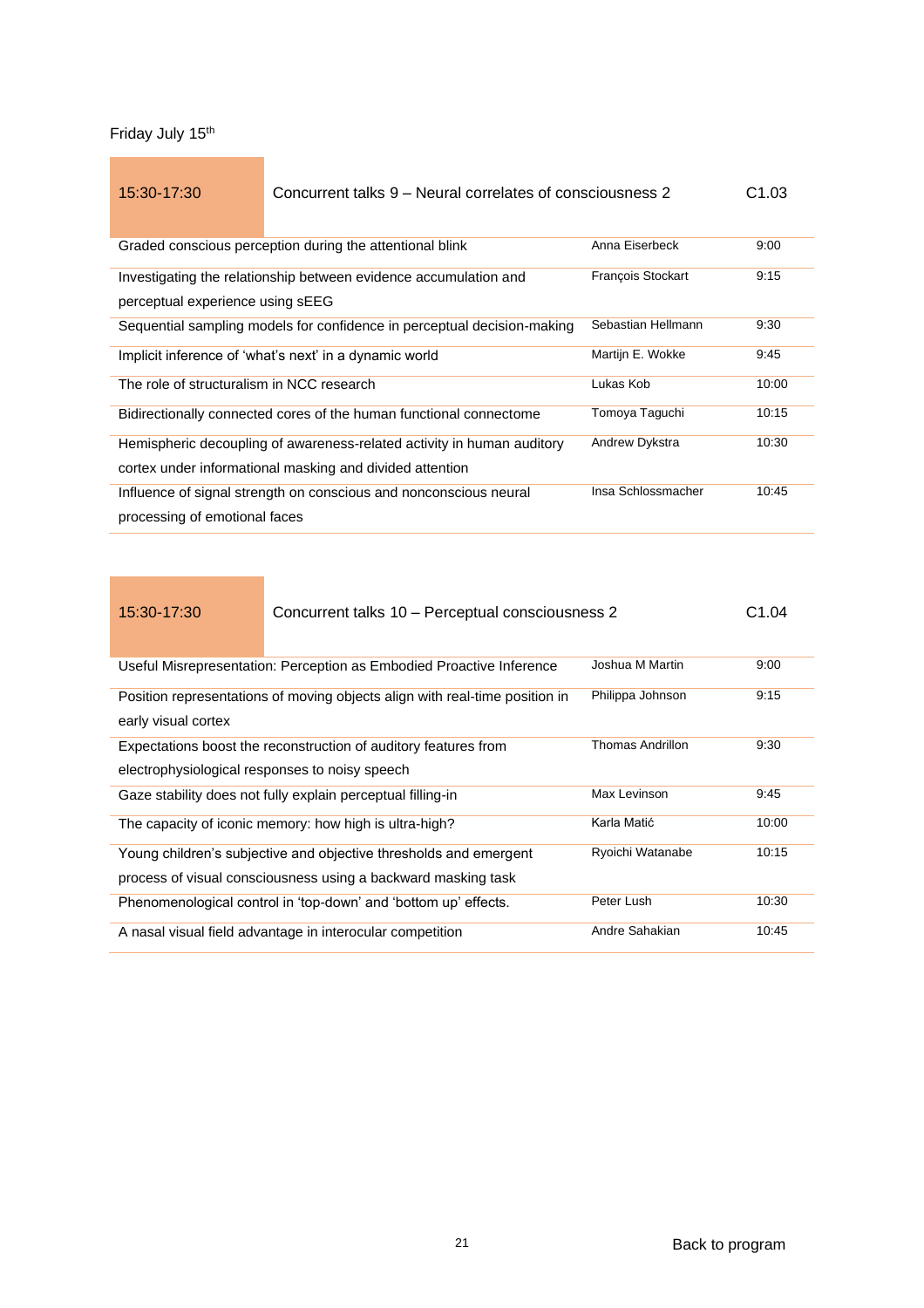Friday July 15th

| 15:30-17:30 | Concurrent talks 9 – Neural correlates of consciousness 2 | C1.03 |
|---|---|---|
| Graded conscious perception during the attentional blink | Anna Eiserbeck | 9:00 |
| Investigating the relationship between evidence accumulation and perceptual experience using sEEG | François Stockart | 9:15 |
| Sequential sampling models for confidence in perceptual decision-making | Sebastian Hellmann | 9:30 |
| Implicit inference of 'what's next' in a dynamic world | Martijn E. Wokke | 9:45 |
| The role of structuralism in NCC research | Lukas Kob | 10:00 |
| Bidirectionally connected cores of the human functional connectome | Tomoya Taguchi | 10:15 |
| Hemispheric decoupling of awareness-related activity in human auditory cortex under informational masking and divided attention | Andrew Dykstra | 10:30 |
| Influence of signal strength on conscious and nonconscious neural processing of emotional faces | Insa Schlossmacher | 10:45 |

| 15:30-17:30 | Concurrent talks 10 – Perceptual consciousness 2 | C1.04 |
|---|---|---|
| Useful Misrepresentation: Perception as Embodied Proactive Inference | Joshua M Martin | 9:00 |
| Position representations of moving objects align with real-time position in early visual cortex | Philippa Johnson | 9:15 |
| Expectations boost the reconstruction of auditory features from electrophysiological responses to noisy speech | Thomas Andrillon | 9:30 |
| Gaze stability does not fully explain perceptual filling-in | Max Levinson | 9:45 |
| The capacity of iconic memory: how high is ultra-high? | Karla Matić | 10:00 |
| Young children's subjective and objective thresholds and emergent process of visual consciousness using a backward masking task | Ryoichi Watanabe | 10:15 |
| Phenomenological control in 'top-down' and 'bottom up' effects. | Peter Lush | 10:30 |
| A nasal visual field advantage in interocular competition | Andre Sahakian | 10:45 |

Back to program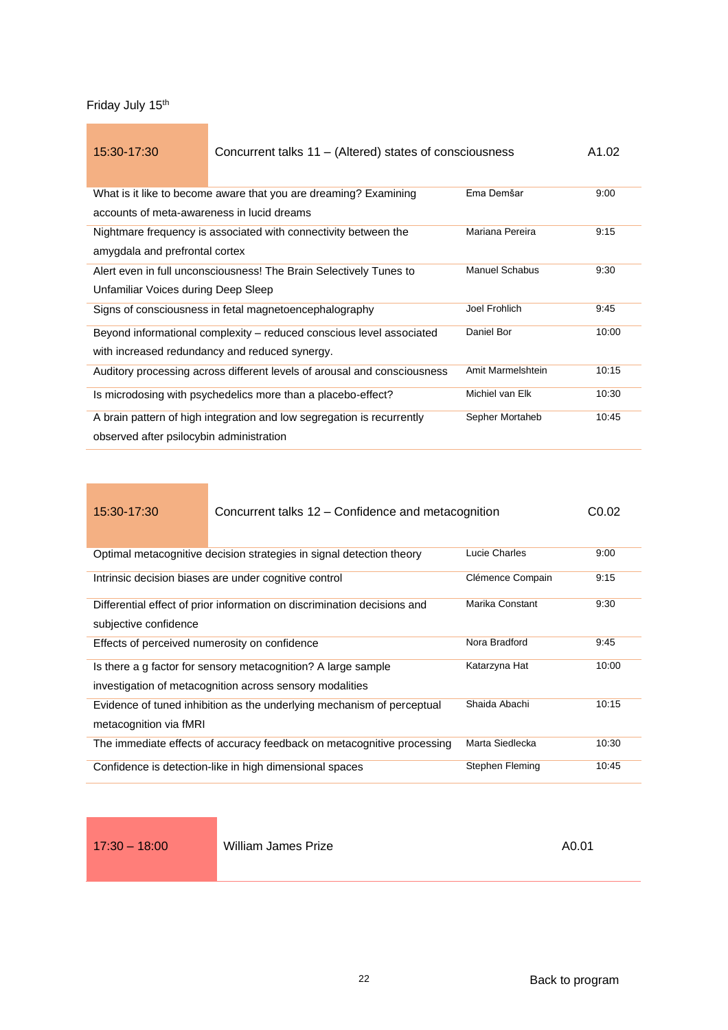Friday July 15th

| 15:30-17:30 | Concurrent talks 11 – (Altered) states of consciousness | A1.02 |
|---|---|---|
| What is it like to become aware that you are dreaming? Examining accounts of meta-awareness in lucid dreams | Ema Demšar | 9:00 |
| Nightmare frequency is associated with connectivity between the amygdala and prefrontal cortex | Mariana Pereira | 9:15 |
| Alert even in full unconsciousness! The Brain Selectively Tunes to Unfamiliar Voices during Deep Sleep | Manuel Schabus | 9:30 |
| Signs of consciousness in fetal magnetoencephalography | Joel Frohlich | 9:45 |
| Beyond informational complexity – reduced conscious level associated with increased redundancy and reduced synergy. | Daniel Bor | 10:00 |
| Auditory processing across different levels of arousal and consciousness | Amit Marmelshtein | 10:15 |
| Is microdosing with psychedelics more than a placebo-effect? | Michiel van Elk | 10:30 |
| A brain pattern of high integration and low segregation is recurrently observed after psilocybin administration | Sepher Mortaheb | 10:45 |

| 15:30-17:30 | Concurrent talks 12 – Confidence and metacognition | C0.02 |
|---|---|---|
| Optimal metacognitive decision strategies in signal detection theory | Lucie Charles | 9:00 |
| Intrinsic decision biases are under cognitive control | Clémence Compain | 9:15 |
| Differential effect of prior information on discrimination decisions and subjective confidence | Marika Constant | 9:30 |
| Effects of perceived numerosity on confidence | Nora Bradford | 9:45 |
| Is there a g factor for sensory metacognition? A large sample investigation of metacognition across sensory modalities | Katarzyna Hat | 10:00 |
| Evidence of tuned inhibition as the underlying mechanism of perceptual metacognition via fMRI | Shaida Abachi | 10:15 |
| The immediate effects of accuracy feedback on metacognitive processing | Marta Siedlecka | 10:30 |
| Confidence is detection-like in high dimensional spaces | Stephen Fleming | 10:45 |

| 17:30 – 18:00 | William James Prize | A0.01 |
|---|---|---|

Back to program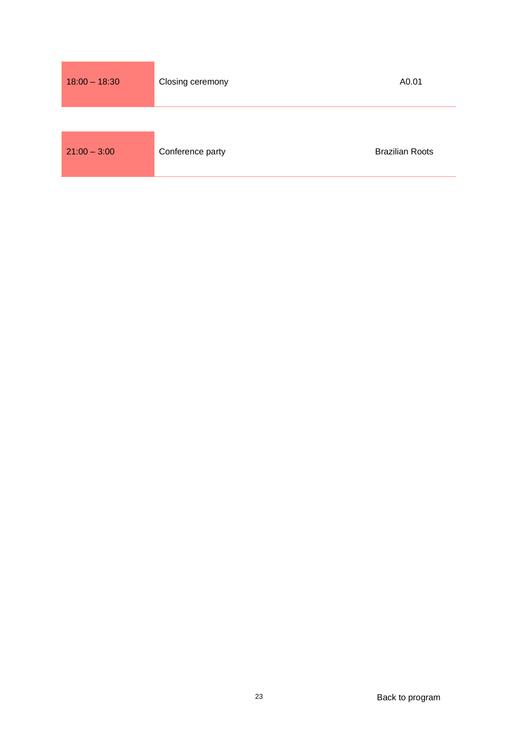| | | |
|---|---|---|
| 18:00 – 18:30 | Closing ceremony | A0.01 |

| | | |
|---|---|---|
| 21:00 – 3:00 | Conference party | Brazilian Roots |

Back to program